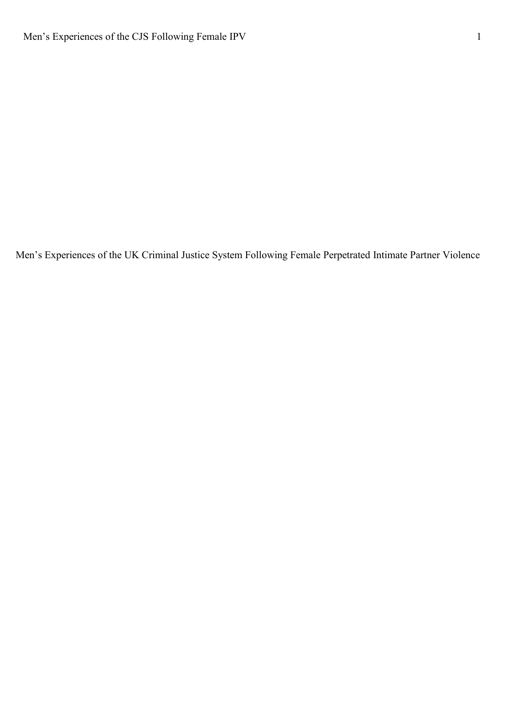# Men's Experiences of the UK Criminal Justice System Following Female Perpetrated Intimate Partner Violence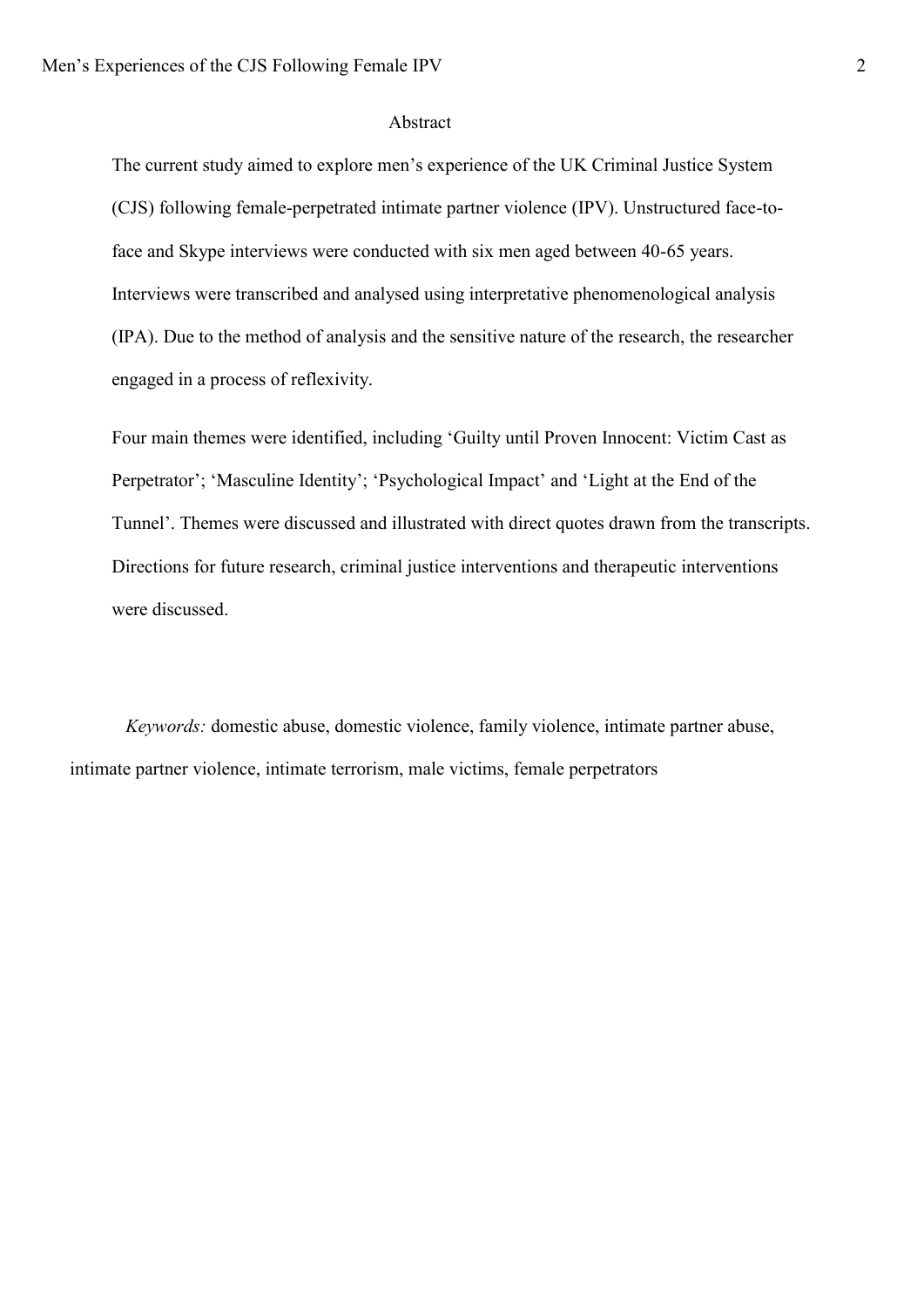## Abstract

The current study aimed to explore men's experience of the UK Criminal Justice System (CJS) following female-perpetrated intimate partner violence (IPV). Unstructured face-to-face and Skype interviews were conducted with six men aged between 40-65 years. Interviews were transcribed and analysed using interpretative phenomenological analysis (IPA). Due to the method of analysis and the sensitive nature of the research, the researcher engaged in a process of reflexivity.

Four main themes were identified, including 'Guilty until Proven Innocent: Victim Cast as Perpetrator'; 'Masculine Identity'; 'Psychological Impact' and 'Light at the End of the Tunnel'. Themes were discussed and illustrated with direct quotes drawn from the transcripts. Directions for future research, criminal justice interventions and therapeutic interventions were discussed.

*Keywords:* domestic abuse, domestic violence, family violence, intimate partner abuse, intimate partner violence, intimate terrorism, male victims, female perpetrators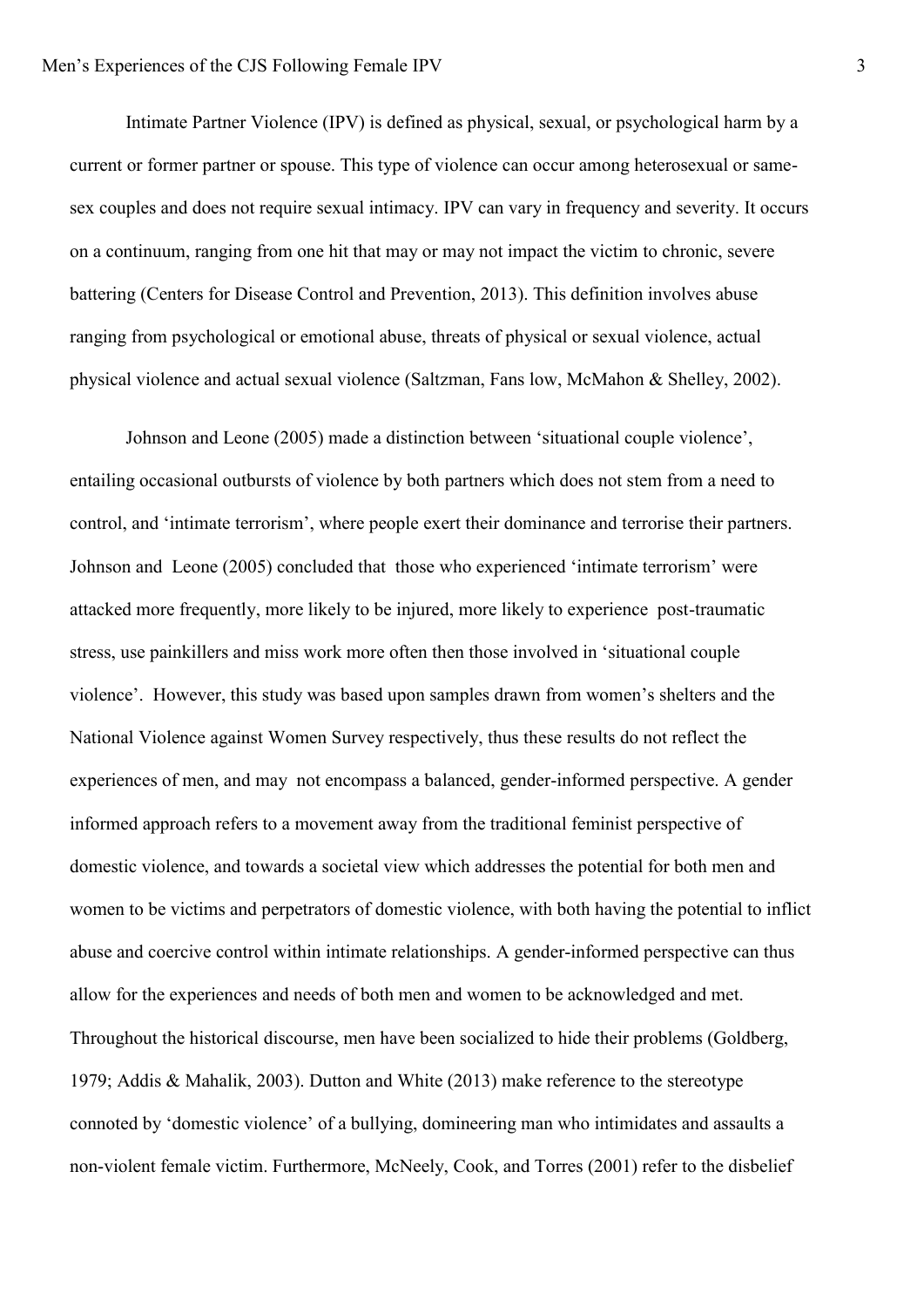Intimate Partner Violence (IPV) is defined as physical, sexual, or psychological harm by a current or former partner or spouse. This type of violence can occur among heterosexual or same-sex couples and does not require sexual intimacy. IPV can vary in frequency and severity. It occurs on a continuum, ranging from one hit that may or may not impact the victim to chronic, severe battering (Centers for Disease Control and Prevention, 2013). This definition involves abuse ranging from psychological or emotional abuse, threats of physical or sexual violence, actual physical violence and actual sexual violence (Saltzman, Fans low, McMahon & Shelley, 2002).

Johnson and Leone (2005) made a distinction between 'situational couple violence', entailing occasional outbursts of violence by both partners which does not stem from a need to control, and 'intimate terrorism', where people exert their dominance and terrorise their partners. Johnson and Leone (2005) concluded that those who experienced 'intimate terrorism' were attacked more frequently, more likely to be injured, more likely to experience post-traumatic stress, use painkillers and miss work more often then those involved in 'situational couple violence'. However, this study was based upon samples drawn from women's shelters and the National Violence against Women Survey respectively, thus these results do not reflect the experiences of men, and may not encompass a balanced, gender-informed perspective. A gender informed approach refers to a movement away from the traditional feminist perspective of domestic violence, and towards a societal view which addresses the potential for both men and women to be victims and perpetrators of domestic violence, with both having the potential to inflict abuse and coercive control within intimate relationships. A gender-informed perspective can thus allow for the experiences and needs of both men and women to be acknowledged and met. Throughout the historical discourse, men have been socialized to hide their problems (Goldberg, 1979; Addis & Mahalik, 2003). Dutton and White (2013) make reference to the stereotype connoted by 'domestic violence' of a bullying, domineering man who intimidates and assaults a non-violent female victim. Furthermore, McNeely, Cook, and Torres (2001) refer to the disbelief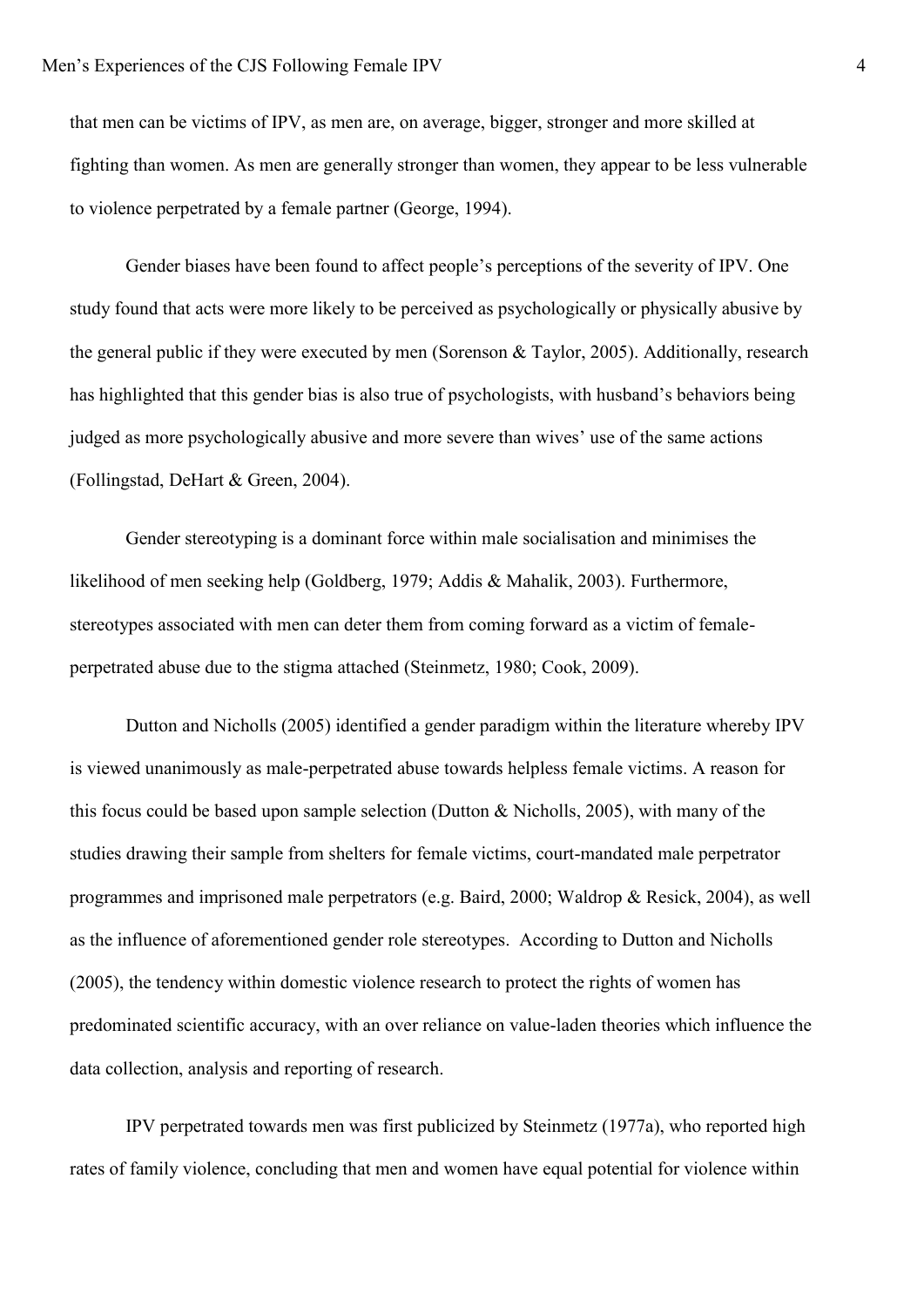that men can be victims of IPV, as men are, on average, bigger, stronger and more skilled at fighting than women. As men are generally stronger than women, they appear to be less vulnerable to violence perpetrated by a female partner (George, 1994).

Gender biases have been found to affect people's perceptions of the severity of IPV. One study found that acts were more likely to be perceived as psychologically or physically abusive by the general public if they were executed by men (Sorenson & Taylor, 2005). Additionally, research has highlighted that this gender bias is also true of psychologists, with husband's behaviors being judged as more psychologically abusive and more severe than wives' use of the same actions (Follingstad, DeHart & Green, 2004).

Gender stereotyping is a dominant force within male socialisation and minimises the likelihood of men seeking help (Goldberg, 1979; Addis & Mahalik, 2003). Furthermore, stereotypes associated with men can deter them from coming forward as a victim of female-perpetrated abuse due to the stigma attached (Steinmetz, 1980; Cook, 2009).

Dutton and Nicholls (2005) identified a gender paradigm within the literature whereby IPV is viewed unanimously as male-perpetrated abuse towards helpless female victims. A reason for this focus could be based upon sample selection (Dutton & Nicholls, 2005), with many of the studies drawing their sample from shelters for female victims, court-mandated male perpetrator programmes and imprisoned male perpetrators (e.g. Baird, 2000; Waldrop & Resick, 2004), as well as the influence of aforementioned gender role stereotypes. According to Dutton and Nicholls (2005), the tendency within domestic violence research to protect the rights of women has predominated scientific accuracy, with an over reliance on value-laden theories which influence the data collection, analysis and reporting of research.

IPV perpetrated towards men was first publicized by Steinmetz (1977a), who reported high rates of family violence, concluding that men and women have equal potential for violence within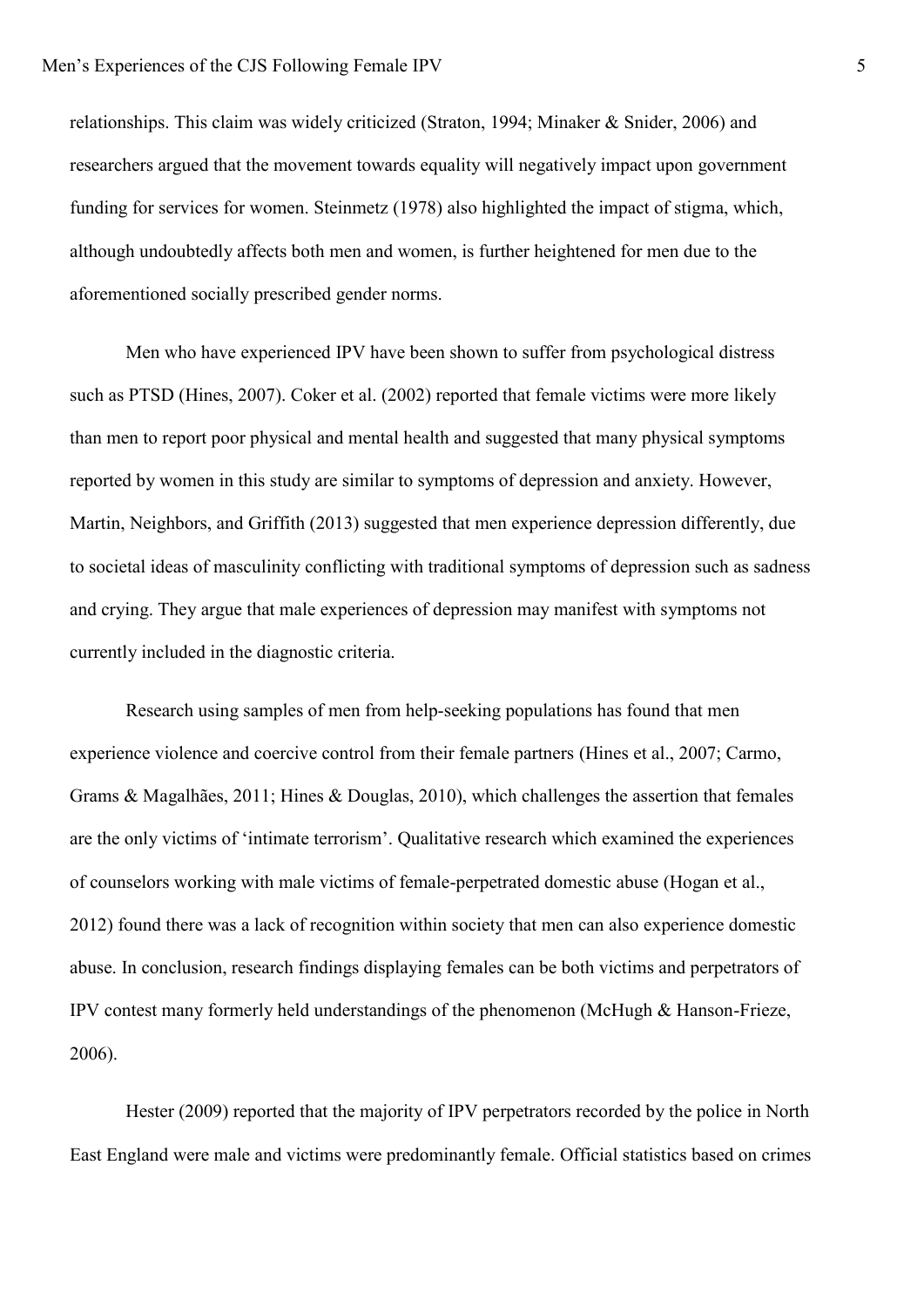relationships. This claim was widely criticized (Straton, 1994; Minaker & Snider, 2006) and researchers argued that the movement towards equality will negatively impact upon government funding for services for women. Steinmetz (1978) also highlighted the impact of stigma, which, although undoubtedly affects both men and women, is further heightened for men due to the aforementioned socially prescribed gender norms.

Men who have experienced IPV have been shown to suffer from psychological distress such as PTSD (Hines, 2007). Coker et al. (2002) reported that female victims were more likely than men to report poor physical and mental health and suggested that many physical symptoms reported by women in this study are similar to symptoms of depression and anxiety. However, Martin, Neighbors, and Griffith (2013) suggested that men experience depression differently, due to societal ideas of masculinity conflicting with traditional symptoms of depression such as sadness and crying. They argue that male experiences of depression may manifest with symptoms not currently included in the diagnostic criteria.

Research using samples of men from help-seeking populations has found that men experience violence and coercive control from their female partners (Hines et al., 2007; Carmo, Grams & Magalhães, 2011; Hines & Douglas, 2010), which challenges the assertion that females are the only victims of 'intimate terrorism'. Qualitative research which examined the experiences of counselors working with male victims of female-perpetrated domestic abuse (Hogan et al., 2012) found there was a lack of recognition within society that men can also experience domestic abuse. In conclusion, research findings displaying females can be both victims and perpetrators of IPV contest many formerly held understandings of the phenomenon (McHugh & Hanson-Frieze, 2006).

Hester (2009) reported that the majority of IPV perpetrators recorded by the police in North East England were male and victims were predominantly female. Official statistics based on crimes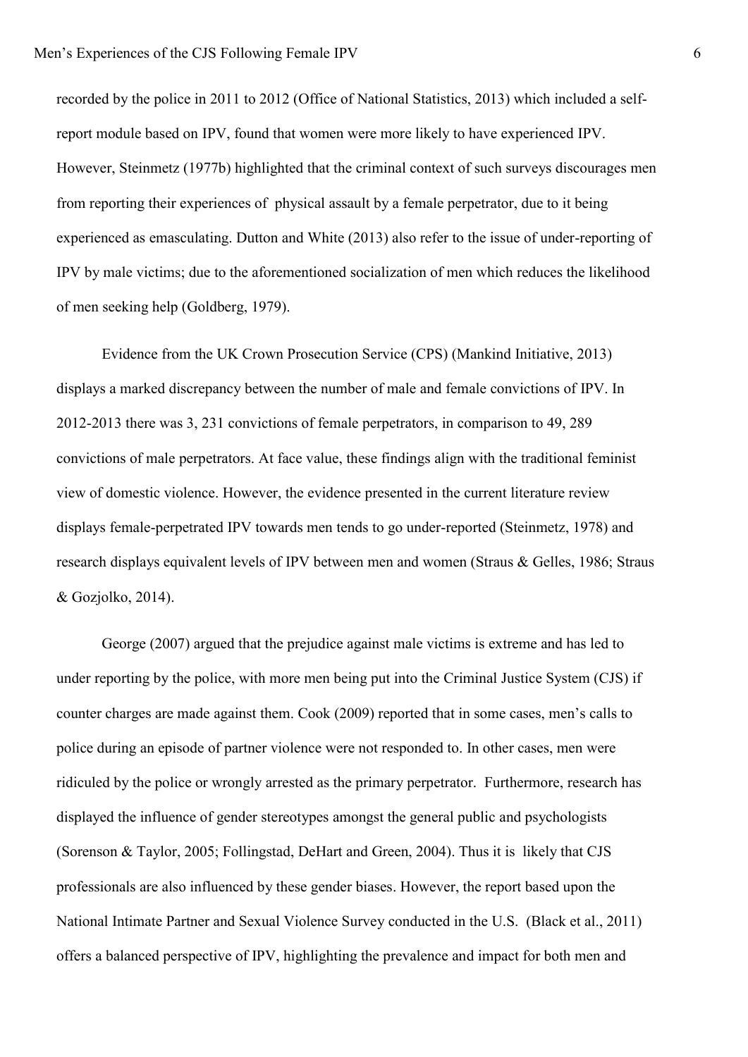recorded by the police in 2011 to 2012 (Office of National Statistics, 2013) which included a self-report module based on IPV, found that women were more likely to have experienced IPV. However, Steinmetz (1977b) highlighted that the criminal context of such surveys discourages men from reporting their experiences of physical assault by a female perpetrator, due to it being experienced as emasculating. Dutton and White (2013) also refer to the issue of under-reporting of IPV by male victims; due to the aforementioned socialization of men which reduces the likelihood of men seeking help (Goldberg, 1979).

Evidence from the UK Crown Prosecution Service (CPS) (Mankind Initiative, 2013) displays a marked discrepancy between the number of male and female convictions of IPV. In 2012-2013 there was 3, 231 convictions of female perpetrators, in comparison to 49, 289 convictions of male perpetrators. At face value, these findings align with the traditional feminist view of domestic violence. However, the evidence presented in the current literature review displays female-perpetrated IPV towards men tends to go under-reported (Steinmetz, 1978) and research displays equivalent levels of IPV between men and women (Straus & Gelles, 1986; Straus & Gozjolko, 2014).

George (2007) argued that the prejudice against male victims is extreme and has led to under reporting by the police, with more men being put into the Criminal Justice System (CJS) if counter charges are made against them. Cook (2009) reported that in some cases, men's calls to police during an episode of partner violence were not responded to. In other cases, men were ridiculed by the police or wrongly arrested as the primary perpetrator. Furthermore, research has displayed the influence of gender stereotypes amongst the general public and psychologists (Sorenson & Taylor, 2005; Follingstad, DeHart and Green, 2004). Thus it is likely that CJS professionals are also influenced by these gender biases. However, the report based upon the National Intimate Partner and Sexual Violence Survey conducted in the U.S. (Black et al., 2011) offers a balanced perspective of IPV, highlighting the prevalence and impact for both men and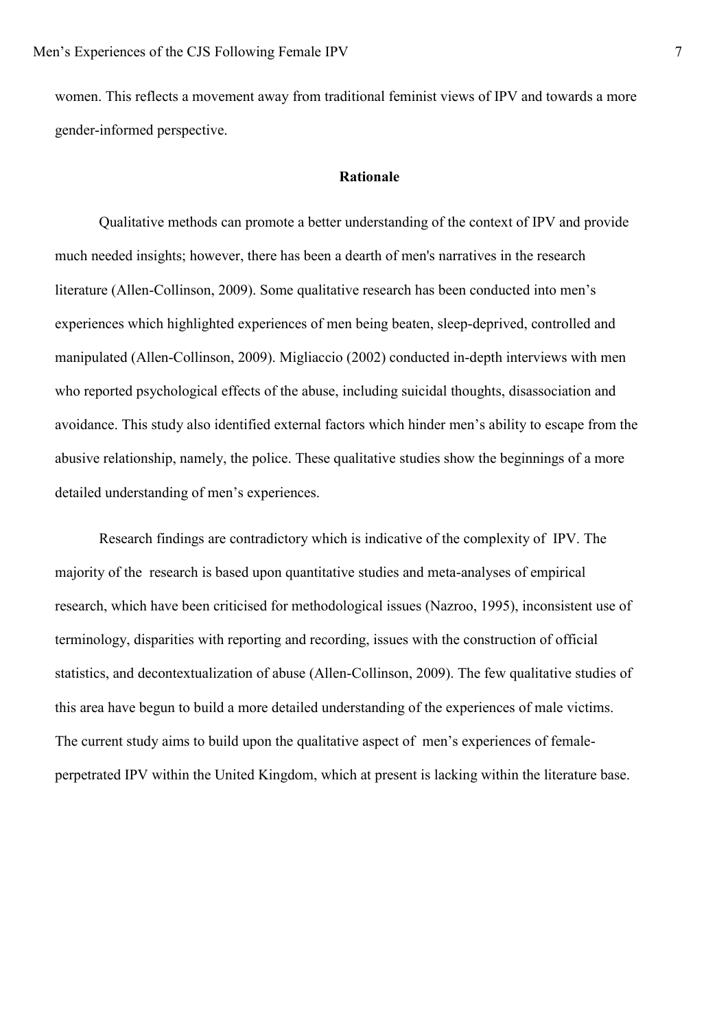women. This reflects a movement away from traditional feminist views of IPV and towards a more gender-informed perspective.

## Rationale

Qualitative methods can promote a better understanding of the context of IPV and provide much needed insights; however, there has been a dearth of men's narratives in the research literature (Allen-Collinson, 2009). Some qualitative research has been conducted into men's experiences which highlighted experiences of men being beaten, sleep-deprived, controlled and manipulated (Allen-Collinson, 2009). Migliaccio (2002) conducted in-depth interviews with men who reported psychological effects of the abuse, including suicidal thoughts, disassociation and avoidance. This study also identified external factors which hinder men's ability to escape from the abusive relationship, namely, the police. These qualitative studies show the beginnings of a more detailed understanding of men's experiences.

Research findings are contradictory which is indicative of the complexity of IPV. The majority of the research is based upon quantitative studies and meta-analyses of empirical research, which have been criticised for methodological issues (Nazroo, 1995), inconsistent use of terminology, disparities with reporting and recording, issues with the construction of official statistics, and decontextualization of abuse (Allen-Collinson, 2009). The few qualitative studies of this area have begun to build a more detailed understanding of the experiences of male victims. The current study aims to build upon the qualitative aspect of men's experiences of female-perpetrated IPV within the United Kingdom, which at present is lacking within the literature base.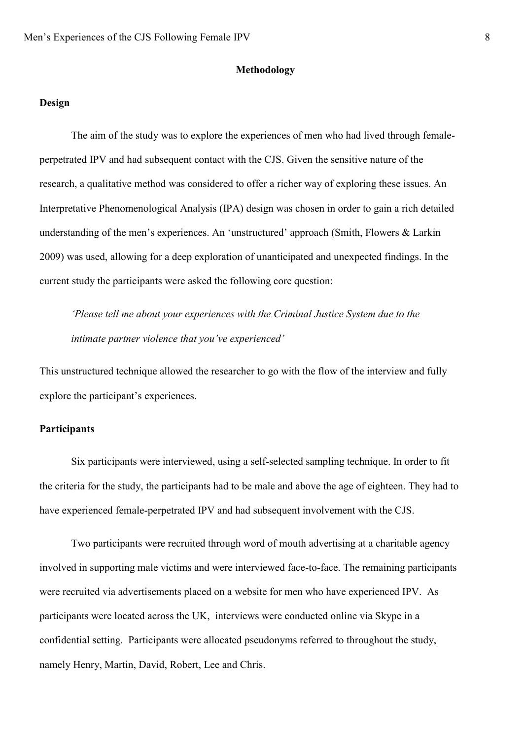## Methodology

### Design

The aim of the study was to explore the experiences of men who had lived through female-perpetrated IPV and had subsequent contact with the CJS. Given the sensitive nature of the research, a qualitative method was considered to offer a richer way of exploring these issues. An Interpretative Phenomenological Analysis (IPA) design was chosen in order to gain a rich detailed understanding of the men's experiences. An 'unstructured' approach (Smith, Flowers & Larkin 2009) was used, allowing for a deep exploration of unanticipated and unexpected findings. In the current study the participants were asked the following core question:

> *'Please tell me about your experiences with the Criminal Justice System due to the intimate partner violence that you've experienced'*

This unstructured technique allowed the researcher to go with the flow of the interview and fully explore the participant's experiences.

### Participants

Six participants were interviewed, using a self-selected sampling technique. In order to fit the criteria for the study, the participants had to be male and above the age of eighteen. They had to have experienced female-perpetrated IPV and had subsequent involvement with the CJS.

Two participants were recruited through word of mouth advertising at a charitable agency involved in supporting male victims and were interviewed face-to-face. The remaining participants were recruited via advertisements placed on a website for men who have experienced IPV. As participants were located across the UK, interviews were conducted online via Skype in a confidential setting. Participants were allocated pseudonyms referred to throughout the study, namely Henry, Martin, David, Robert, Lee and Chris.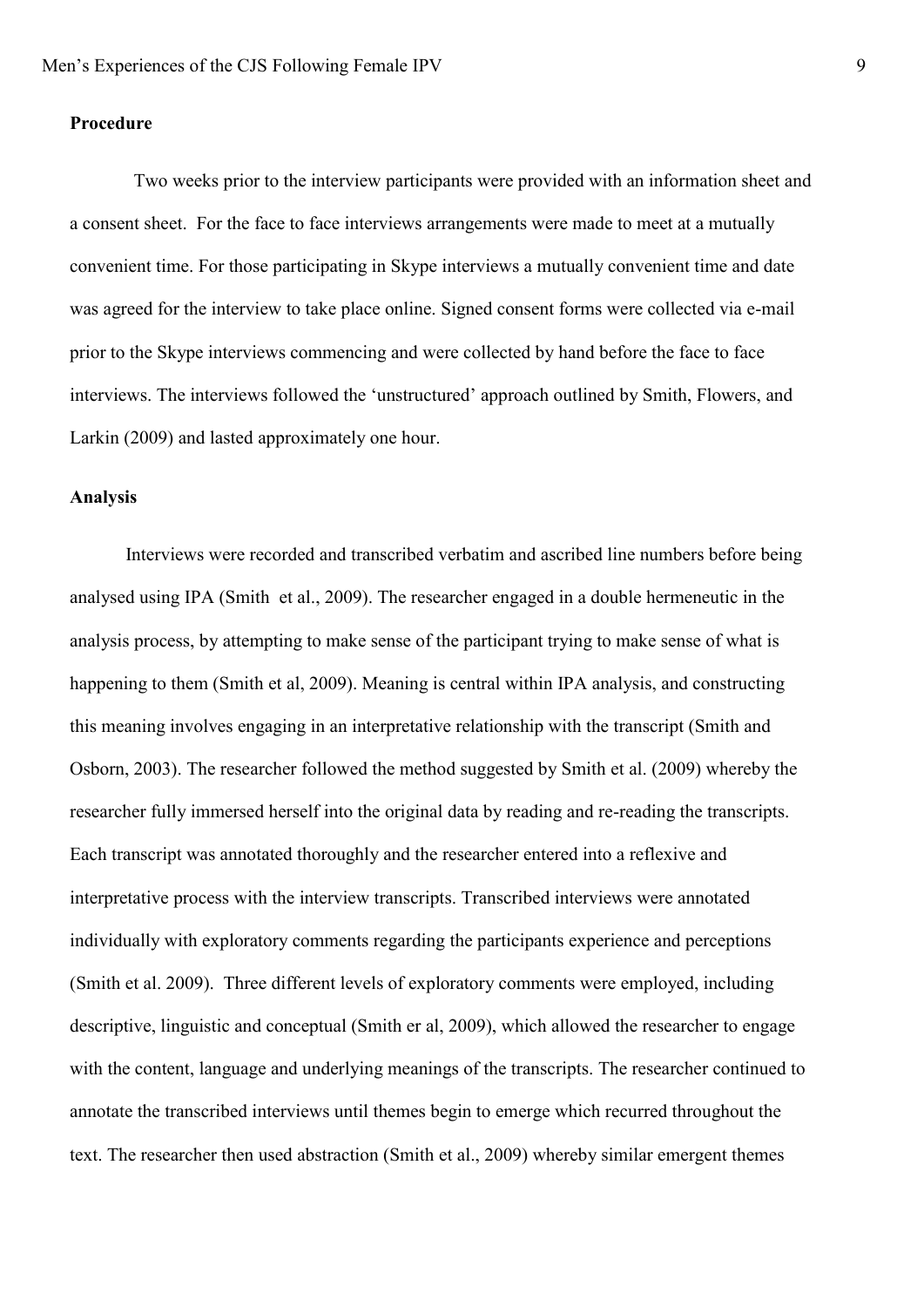**Procedure**

Two weeks prior to the interview participants were provided with an information sheet and a consent sheet. For the face to face interviews arrangements were made to meet at a mutually convenient time. For those participating in Skype interviews a mutually convenient time and date was agreed for the interview to take place online. Signed consent forms were collected via e-mail prior to the Skype interviews commencing and were collected by hand before the face to face interviews. The interviews followed the 'unstructured' approach outlined by Smith, Flowers, and Larkin (2009) and lasted approximately one hour.

**Analysis**

Interviews were recorded and transcribed verbatim and ascribed line numbers before being analysed using IPA (Smith et al., 2009). The researcher engaged in a double hermeneutic in the analysis process, by attempting to make sense of the participant trying to make sense of what is happening to them (Smith et al, 2009). Meaning is central within IPA analysis, and constructing this meaning involves engaging in an interpretative relationship with the transcript (Smith and Osborn, 2003). The researcher followed the method suggested by Smith et al. (2009) whereby the researcher fully immersed herself into the original data by reading and re-reading the transcripts. Each transcript was annotated thoroughly and the researcher entered into a reflexive and interpretative process with the interview transcripts. Transcribed interviews were annotated individually with exploratory comments regarding the participants experience and perceptions (Smith et al. 2009). Three different levels of exploratory comments were employed, including descriptive, linguistic and conceptual (Smith er al, 2009), which allowed the researcher to engage with the content, language and underlying meanings of the transcripts. The researcher continued to annotate the transcribed interviews until themes begin to emerge which recurred throughout the text. The researcher then used abstraction (Smith et al., 2009) whereby similar emergent themes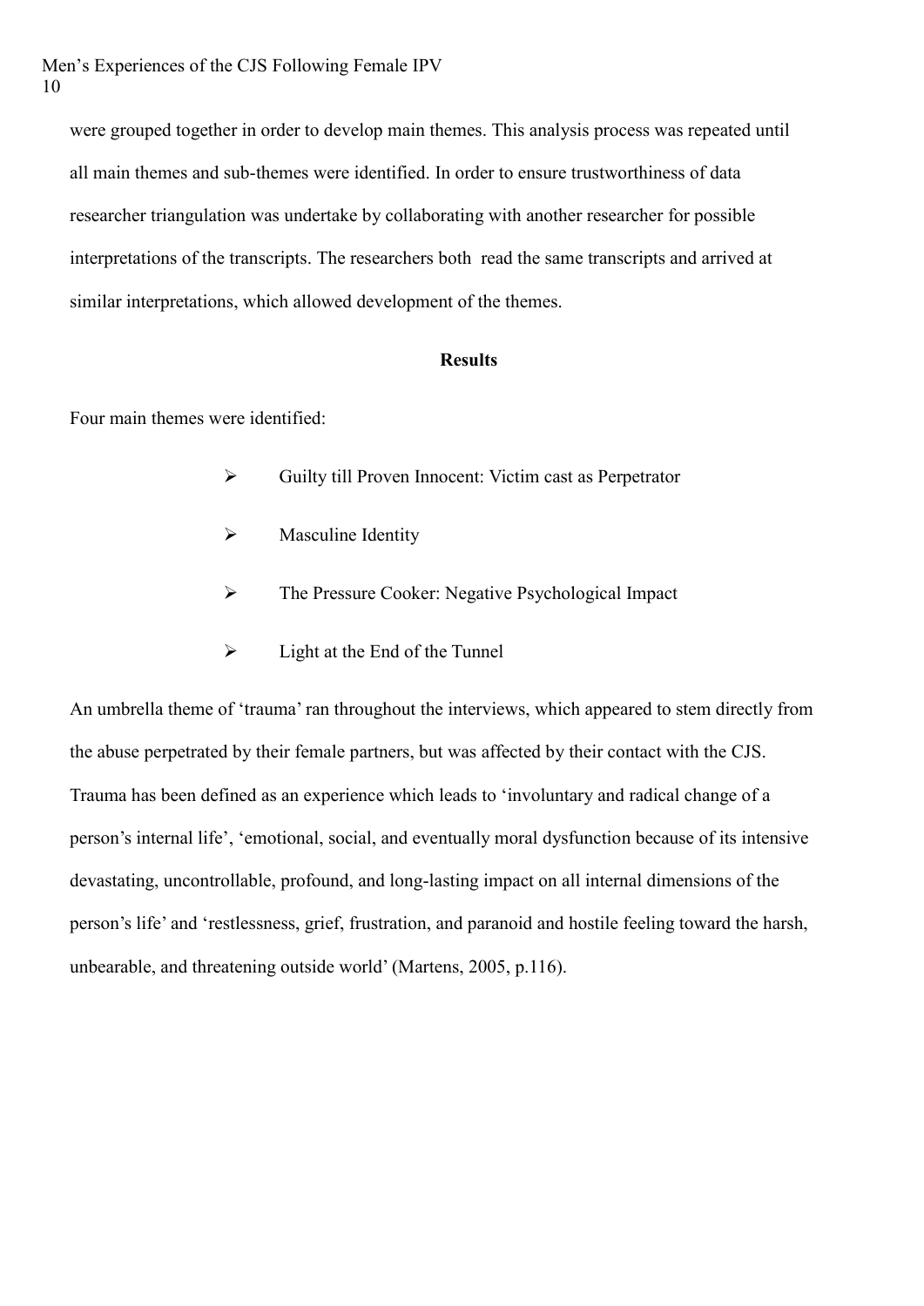were grouped together in order to develop main themes. This analysis process was repeated until all main themes and sub-themes were identified. In order to ensure trustworthiness of data researcher triangulation was undertake by collaborating with another researcher for possible interpretations of the transcripts. The researchers both read the same transcripts and arrived at similar interpretations, which allowed development of the themes.

## Results

Four main themes were identified:

- Guilty till Proven Innocent: Victim cast as Perpetrator
- Masculine Identity
- The Pressure Cooker: Negative Psychological Impact
- Light at the End of the Tunnel

An umbrella theme of 'trauma' ran throughout the interviews, which appeared to stem directly from the abuse perpetrated by their female partners, but was affected by their contact with the CJS. Trauma has been defined as an experience which leads to 'involuntary and radical change of a person's internal life', 'emotional, social, and eventually moral dysfunction because of its intensive devastating, uncontrollable, profound, and long-lasting impact on all internal dimensions of the person's life' and 'restlessness, grief, frustration, and paranoid and hostile feeling toward the harsh, unbearable, and threatening outside world' (Martens, 2005, p.116).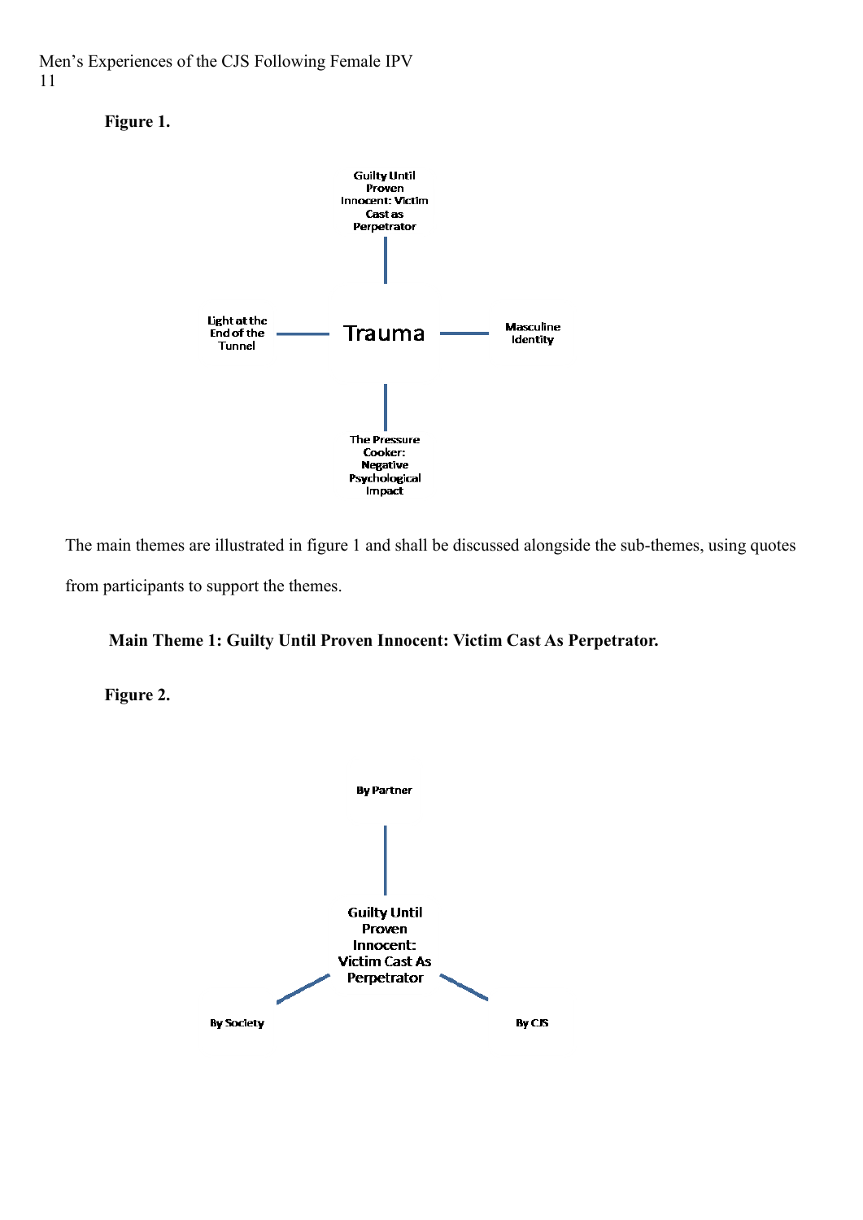**Figure 1.**

Guilty Until Proven Innocent: Victim Cast as Perpetrator

Light at the End of the Tunnel — Trauma — Masculine Identity

The Pressure Cooker: Negative Psychological Impact

The main themes are illustrated in figure 1 and shall be discussed alongside the sub-themes, using quotes from participants to support the themes.

**Main Theme 1: Guilty Until Proven Innocent: Victim Cast As Perpetrator.**

**Figure 2.**

By Partner

Guilty Until Proven Innocent: Victim Cast As Perpetrator

By Society

By CJS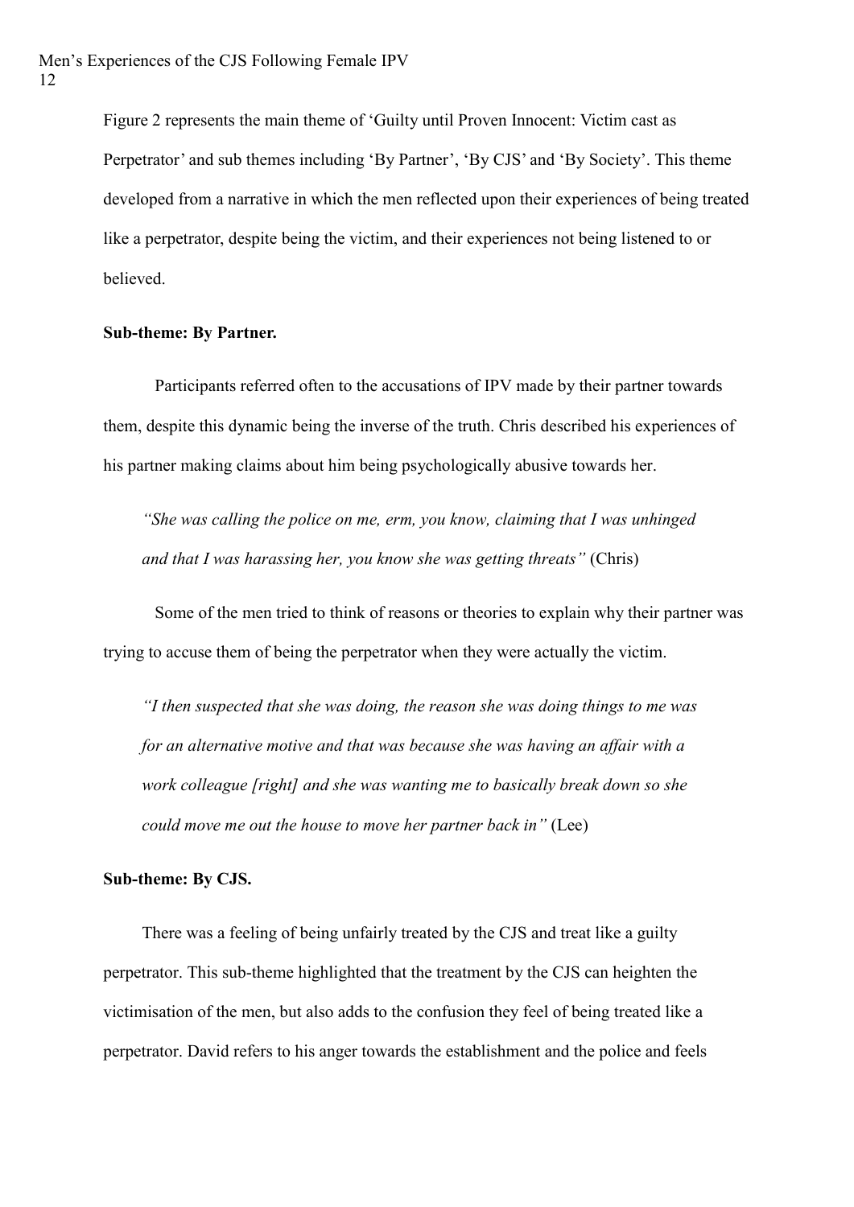Figure 2 represents the main theme of 'Guilty until Proven Innocent: Victim cast as Perpetrator' and sub themes including 'By Partner', 'By CJS' and 'By Society'. This theme developed from a narrative in which the men reflected upon their experiences of being treated like a perpetrator, despite being the victim, and their experiences not being listened to or believed.

**Sub-theme: By Partner.**

Participants referred often to the accusations of IPV made by their partner towards them, despite this dynamic being the inverse of the truth. Chris described his experiences of his partner making claims about him being psychologically abusive towards her.

> *"She was calling the police on me, erm, you know, claiming that I was unhinged and that I was harassing her, you know she was getting threats"* (Chris)

Some of the men tried to think of reasons or theories to explain why their partner was trying to accuse them of being the perpetrator when they were actually the victim.

> *"I then suspected that she was doing, the reason she was doing things to me was for an alternative motive and that was because she was having an affair with a work colleague [right] and she was wanting me to basically break down so she could move me out the house to move her partner back in"* (Lee)

**Sub-theme: By CJS.**

There was a feeling of being unfairly treated by the CJS and treat like a guilty perpetrator. This sub-theme highlighted that the treatment by the CJS can heighten the victimisation of the men, but also adds to the confusion they feel of being treated like a perpetrator. David refers to his anger towards the establishment and the police and feels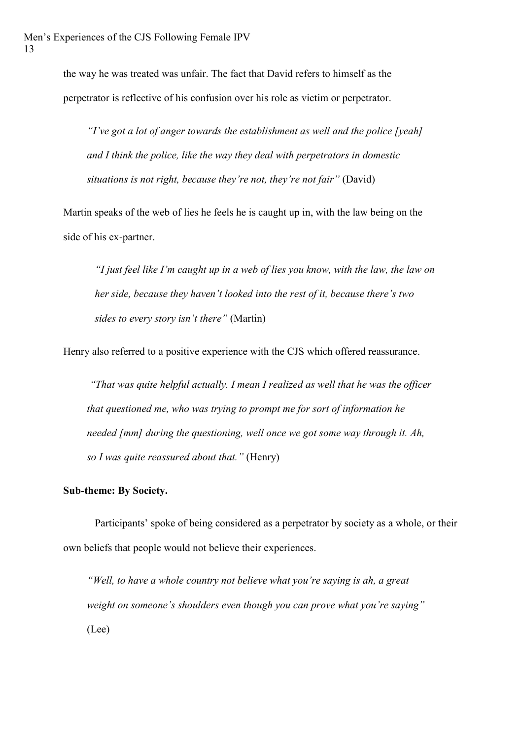the way he was treated was unfair. The fact that David refers to himself as the perpetrator is reflective of his confusion over his role as victim or perpetrator.

> *"I've got a lot of anger towards the establishment as well and the police [yeah] and I think the police, like the way they deal with perpetrators in domestic situations is not right, because they're not, they're not fair"* (David)

Martin speaks of the web of lies he feels he is caught up in, with the law being on the side of his ex-partner.

> *"I just feel like I'm caught up in a web of lies you know, with the law, the law on her side, because they haven't looked into the rest of it, because there's two sides to every story isn't there"* (Martin)

Henry also referred to a positive experience with the CJS which offered reassurance.

> *"That was quite helpful actually. I mean I realized as well that he was the officer that questioned me, who was trying to prompt me for sort of information he needed [mm] during the questioning, well once we got some way through it. Ah, so I was quite reassured about that."* (Henry)

**Sub-theme: By Society.**

Participants' spoke of being considered as a perpetrator by society as a whole, or their own beliefs that people would not believe their experiences.

> *"Well, to have a whole country not believe what you're saying is ah, a great weight on someone's shoulders even though you can prove what you're saying"* (Lee)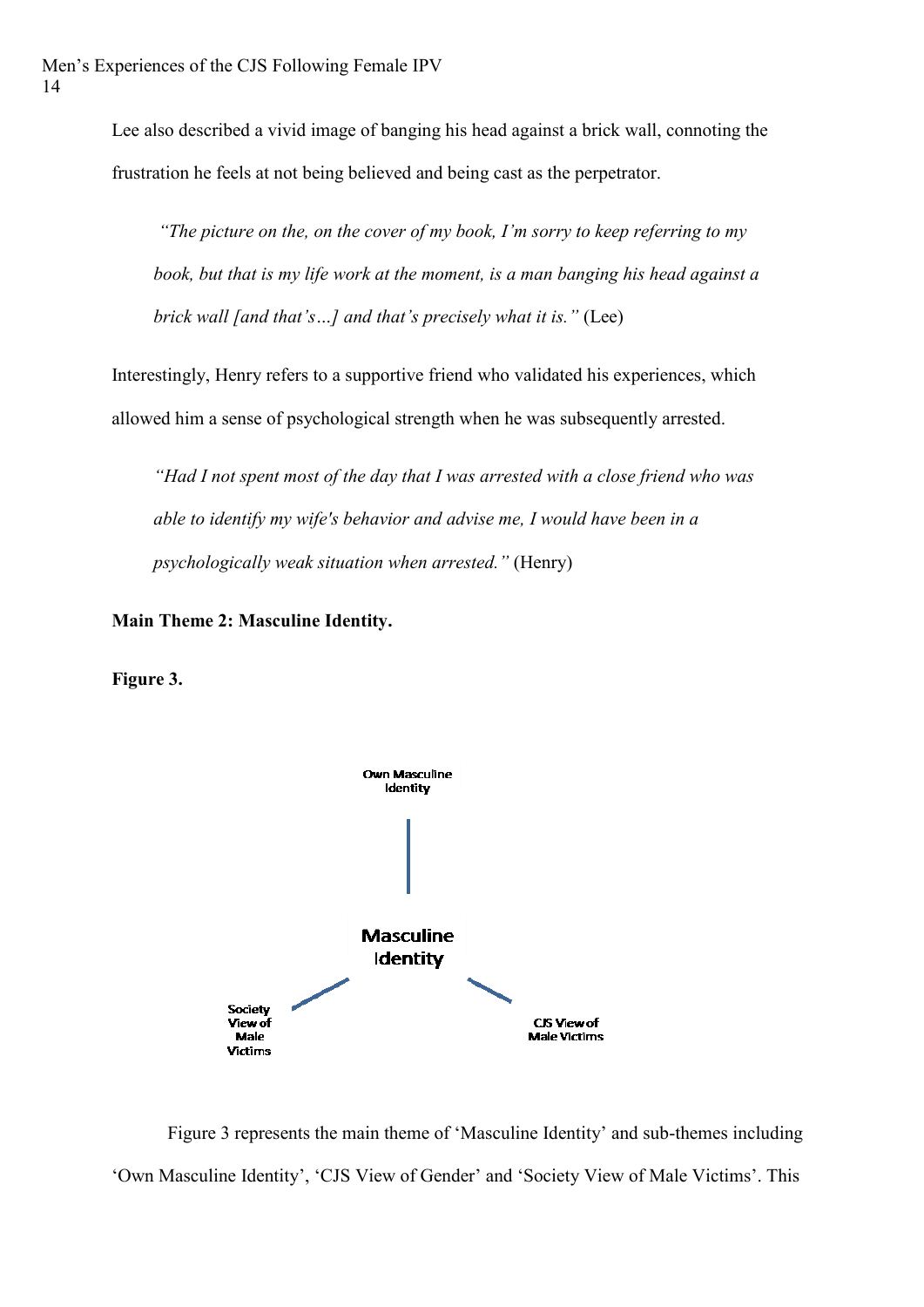Lee also described a vivid image of banging his head against a brick wall, connoting the frustration he feels at not being believed and being cast as the perpetrator.

> *"The picture on the, on the cover of my book, I'm sorry to keep referring to my book, but that is my life work at the moment, is a man banging his head against a brick wall [and that's…] and that's precisely what it is."* (Lee)

Interestingly, Henry refers to a supportive friend who validated his experiences, which allowed him a sense of psychological strength when he was subsequently arrested.

> *"Had I not spent most of the day that I was arrested with a close friend who was able to identify my wife's behavior and advise me, I would have been in a psychologically weak situation when arrested."* (Henry)

**Main Theme 2: Masculine Identity.**

**Figure 3.**

Own Masculine Identity

Masculine Identity

Society View of Male Victims

CJS View of Male Victims

Figure 3 represents the main theme of 'Masculine Identity' and sub-themes including 'Own Masculine Identity', 'CJS View of Gender' and 'Society View of Male Victims'. This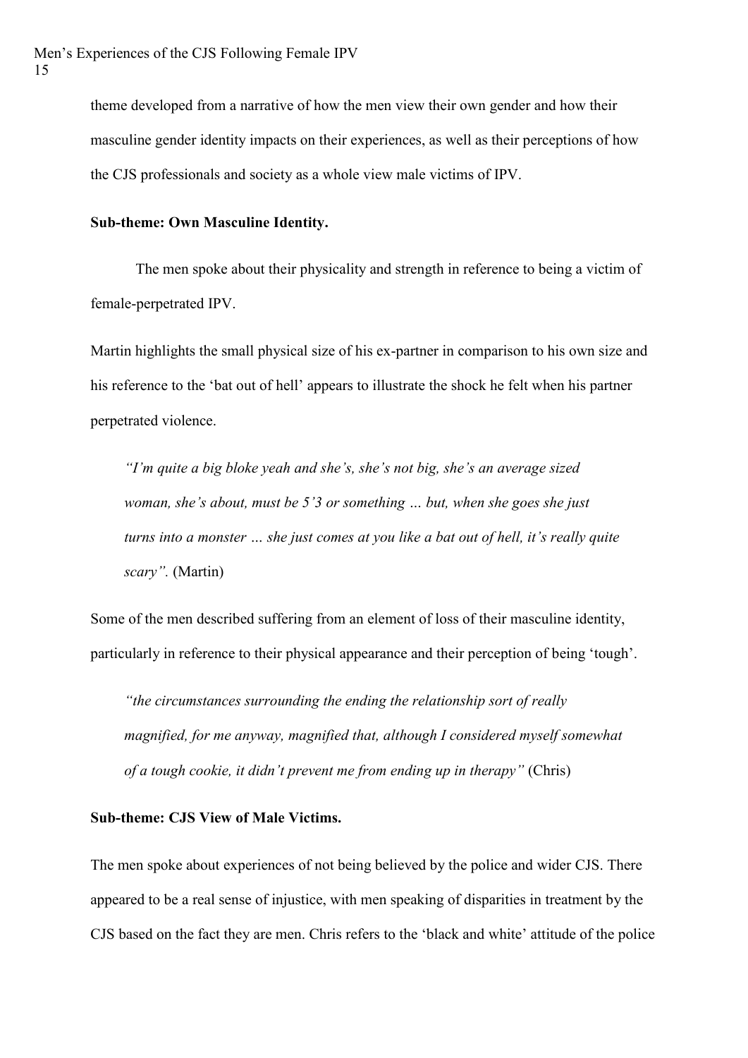theme developed from a narrative of how the men view their own gender and how their masculine gender identity impacts on their experiences, as well as their perceptions of how the CJS professionals and society as a whole view male victims of IPV.

**Sub-theme: Own Masculine Identity.**

The men spoke about their physicality and strength in reference to being a victim of female-perpetrated IPV.

Martin highlights the small physical size of his ex-partner in comparison to his own size and his reference to the 'bat out of hell' appears to illustrate the shock he felt when his partner perpetrated violence.

> *"I'm quite a big bloke yeah and she's, she's not big, she's an average sized woman, she's about, must be 5'3 or something … but, when she goes she just turns into a monster … she just comes at you like a bat out of hell, it's really quite scary".* (Martin)

Some of the men described suffering from an element of loss of their masculine identity, particularly in reference to their physical appearance and their perception of being 'tough'.

> *"the circumstances surrounding the ending the relationship sort of really magnified, for me anyway, magnified that, although I considered myself somewhat of a tough cookie, it didn't prevent me from ending up in therapy"* (Chris)

**Sub-theme: CJS View of Male Victims.**

The men spoke about experiences of not being believed by the police and wider CJS. There appeared to be a real sense of injustice, with men speaking of disparities in treatment by the CJS based on the fact they are men. Chris refers to the 'black and white' attitude of the police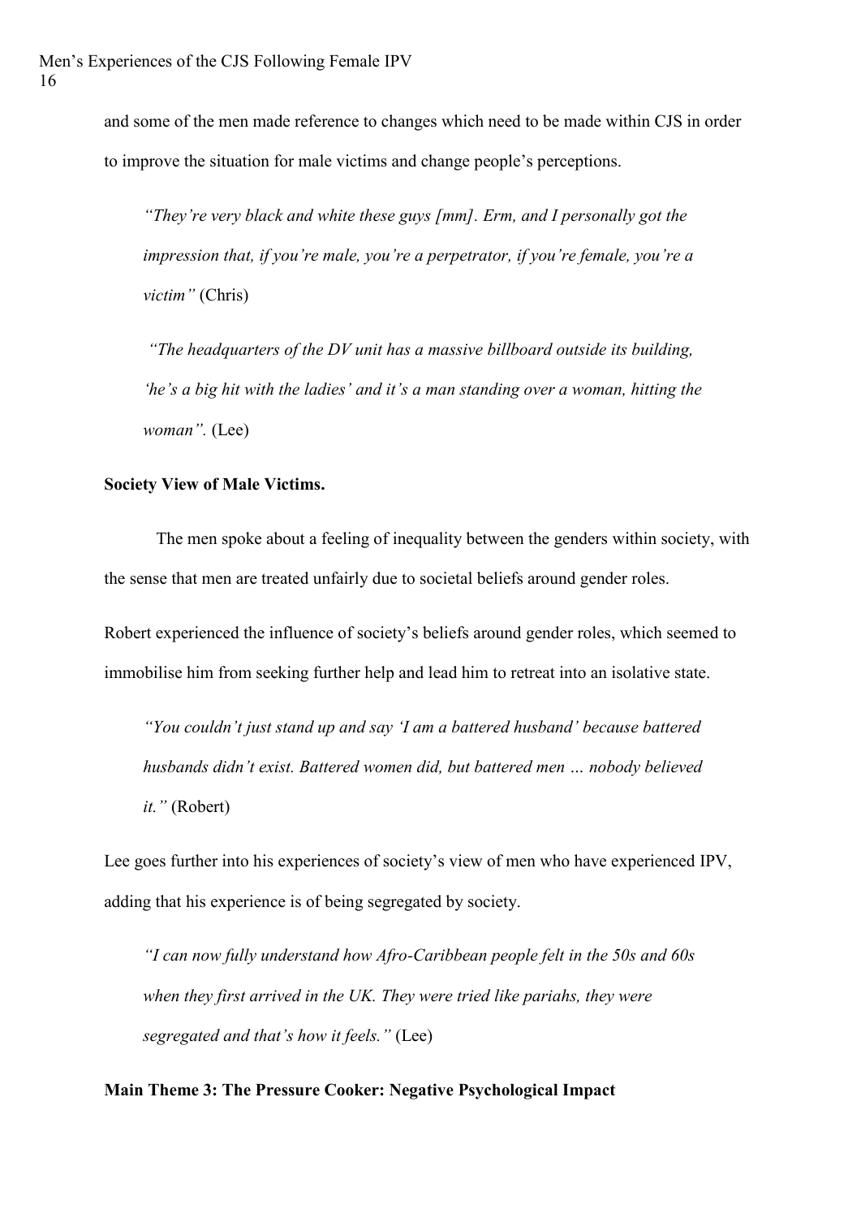and some of the men made reference to changes which need to be made within CJS in order to improve the situation for male victims and change people's perceptions.

> *"They're very black and white these guys [mm]. Erm, and I personally got the impression that, if you're male, you're a perpetrator, if you're female, you're a victim"* (Chris)

> *"The headquarters of the DV unit has a massive billboard outside its building, 'he's a big hit with the ladies' and it's a man standing over a woman, hitting the woman".* (Lee)

**Society View of Male Victims.**

The men spoke about a feeling of inequality between the genders within society, with the sense that men are treated unfairly due to societal beliefs around gender roles.

Robert experienced the influence of society's beliefs around gender roles, which seemed to immobilise him from seeking further help and lead him to retreat into an isolative state.

> *"You couldn't just stand up and say 'I am a battered husband' because battered husbands didn't exist. Battered women did, but battered men … nobody believed it."* (Robert)

Lee goes further into his experiences of society's view of men who have experienced IPV, adding that his experience is of being segregated by society.

> *"I can now fully understand how Afro-Caribbean people felt in the 50s and 60s when they first arrived in the UK. They were tried like pariahs, they were segregated and that's how it feels."* (Lee)

**Main Theme 3: The Pressure Cooker: Negative Psychological Impact**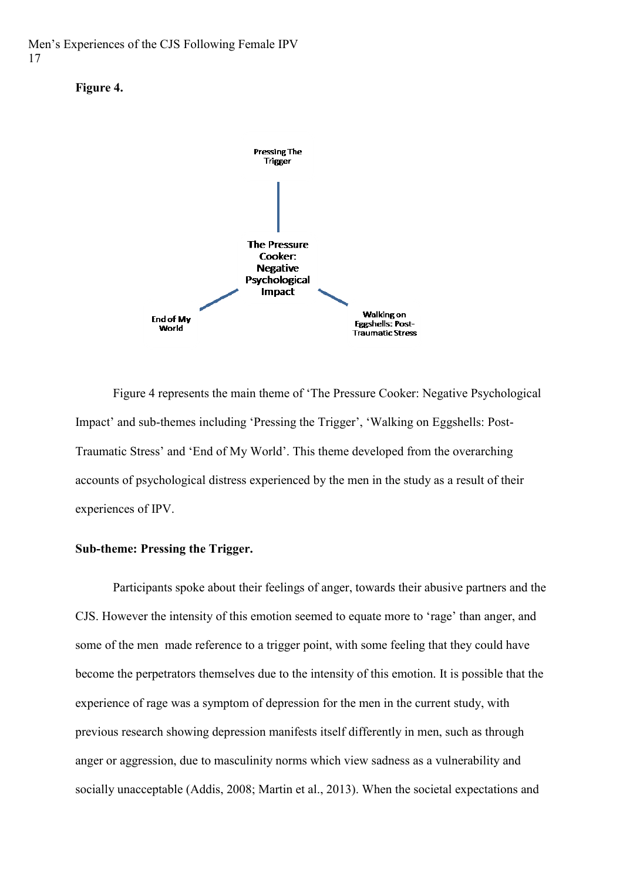**Figure 4.**

Pressing The Trigger

The Pressure Cooker: Negative Psychological Impact

End of My World

Walking on Eggshells: Post-Traumatic Stress

Figure 4 represents the main theme of 'The Pressure Cooker: Negative Psychological Impact' and sub-themes including 'Pressing the Trigger', 'Walking on Eggshells: Post-Traumatic Stress' and 'End of My World'. This theme developed from the overarching accounts of psychological distress experienced by the men in the study as a result of their experiences of IPV.

**Sub-theme: Pressing the Trigger.**

Participants spoke about their feelings of anger, towards their abusive partners and the CJS. However the intensity of this emotion seemed to equate more to 'rage' than anger, and some of the men made reference to a trigger point, with some feeling that they could have become the perpetrators themselves due to the intensity of this emotion. It is possible that the experience of rage was a symptom of depression for the men in the current study, with previous research showing depression manifests itself differently in men, such as through anger or aggression, due to masculinity norms which view sadness as a vulnerability and socially unacceptable (Addis, 2008; Martin et al., 2013). When the societal expectations and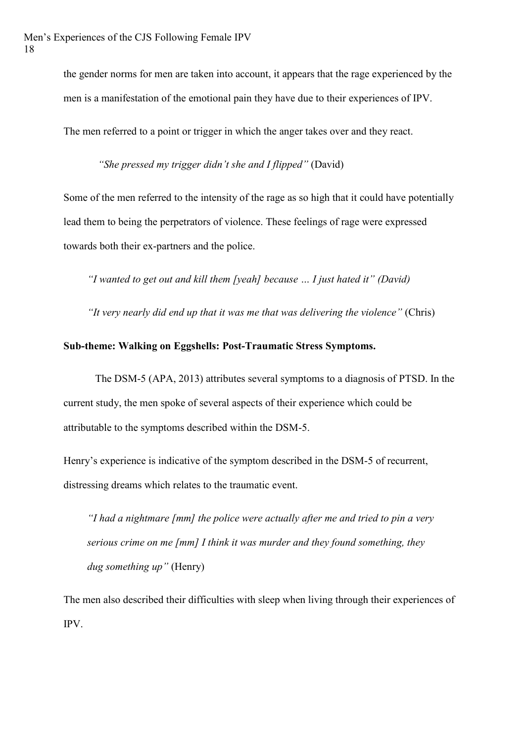the gender norms for men are taken into account, it appears that the rage experienced by the men is a manifestation of the emotional pain they have due to their experiences of IPV.

The men referred to a point or trigger in which the anger takes over and they react.

> *"She pressed my trigger didn't she and I flipped"* (David)

Some of the men referred to the intensity of the rage as so high that it could have potentially lead them to being the perpetrators of violence. These feelings of rage were expressed towards both their ex-partners and the police.

> *"I wanted to get out and kill them [yeah] because … I just hated it" (David)*

> *"It very nearly did end up that it was me that was delivering the violence"* (Chris)

**Sub-theme: Walking on Eggshells: Post-Traumatic Stress Symptoms.**

The DSM-5 (APA, 2013) attributes several symptoms to a diagnosis of PTSD. In the current study, the men spoke of several aspects of their experience which could be attributable to the symptoms described within the DSM-5.

Henry's experience is indicative of the symptom described in the DSM-5 of recurrent, distressing dreams which relates to the traumatic event.

> *"I had a nightmare [mm] the police were actually after me and tried to pin a very serious crime on me [mm] I think it was murder and they found something, they dug something up"* (Henry)

The men also described their difficulties with sleep when living through their experiences of IPV.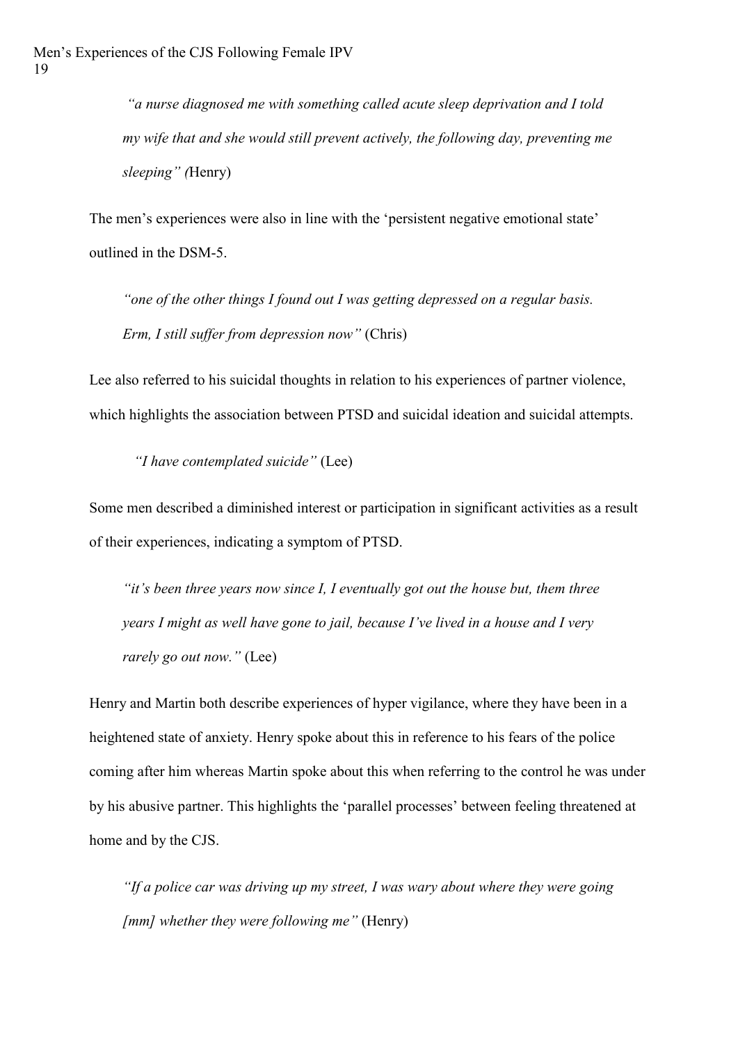*"a nurse diagnosed me with something called acute sleep deprivation and I told my wife that and she would still prevent actively, the following day, preventing me sleeping" (*Henry)

The men's experiences were also in line with the 'persistent negative emotional state' outlined in the DSM-5.

*"one of the other things I found out I was getting depressed on a regular basis. Erm, I still suffer from depression now"* (Chris)

Lee also referred to his suicidal thoughts in relation to his experiences of partner violence, which highlights the association between PTSD and suicidal ideation and suicidal attempts.

*"I have contemplated suicide"* (Lee)

Some men described a diminished interest or participation in significant activities as a result of their experiences, indicating a symptom of PTSD.

*"it's been three years now since I, I eventually got out the house but, them three years I might as well have gone to jail, because I've lived in a house and I very rarely go out now."* (Lee)

Henry and Martin both describe experiences of hyper vigilance, where they have been in a heightened state of anxiety. Henry spoke about this in reference to his fears of the police coming after him whereas Martin spoke about this when referring to the control he was under by his abusive partner. This highlights the 'parallel processes' between feeling threatened at home and by the CJS.

*"If a police car was driving up my street, I was wary about where they were going [mm] whether they were following me"* (Henry)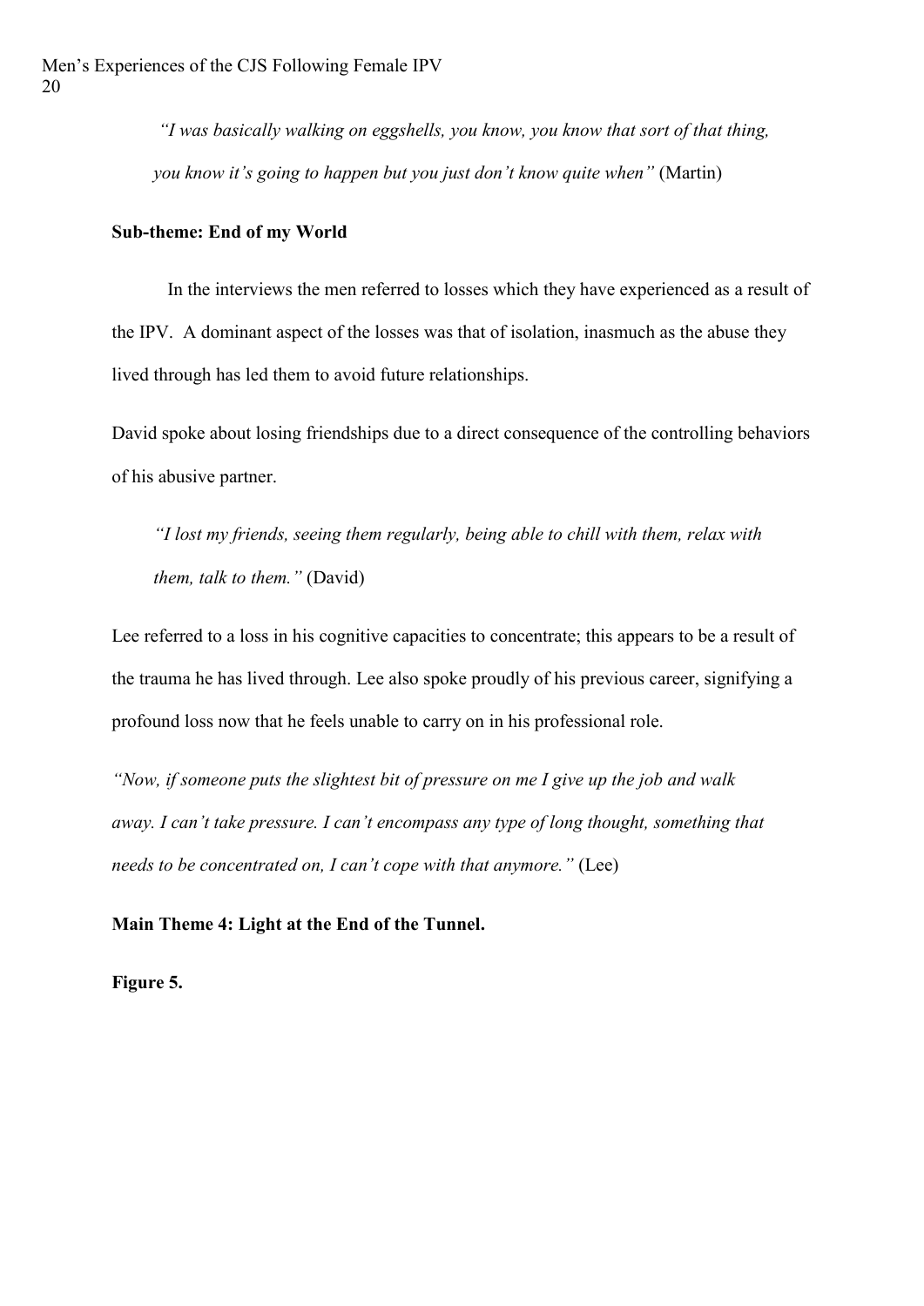*"I was basically walking on eggshells, you know, you know that sort of that thing, you know it's going to happen but you just don't know quite when"* (Martin)

**Sub-theme: End of my World**

In the interviews the men referred to losses which they have experienced as a result of the IPV. A dominant aspect of the losses was that of isolation, inasmuch as the abuse they lived through has led them to avoid future relationships.

David spoke about losing friendships due to a direct consequence of the controlling behaviors of his abusive partner.

*"I lost my friends, seeing them regularly, being able to chill with them, relax with them, talk to them."* (David)

Lee referred to a loss in his cognitive capacities to concentrate; this appears to be a result of the trauma he has lived through. Lee also spoke proudly of his previous career, signifying a profound loss now that he feels unable to carry on in his professional role.

*"Now, if someone puts the slightest bit of pressure on me I give up the job and walk away. I can't take pressure. I can't encompass any type of long thought, something that needs to be concentrated on, I can't cope with that anymore."* (Lee)

**Main Theme 4: Light at the End of the Tunnel.**

**Figure 5.**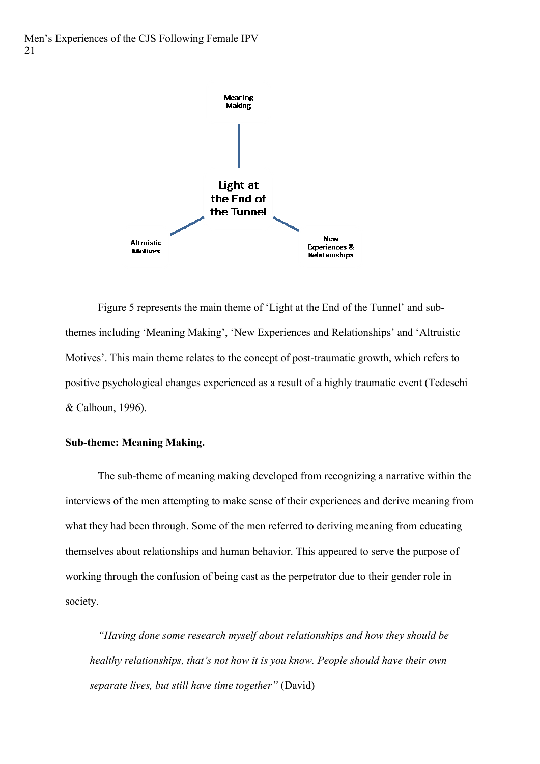Meaning Making

Light at the End of the Tunnel

Altruistic Motives

New Experiences & Relationships

Figure 5 represents the main theme of 'Light at the End of the Tunnel' and sub-themes including 'Meaning Making', 'New Experiences and Relationships' and 'Altruistic Motives'. This main theme relates to the concept of post-traumatic growth, which refers to positive psychological changes experienced as a result of a highly traumatic event (Tedeschi & Calhoun, 1996).

**Sub-theme: Meaning Making.**

The sub-theme of meaning making developed from recognizing a narrative within the interviews of the men attempting to make sense of their experiences and derive meaning from what they had been through. Some of the men referred to deriving meaning from educating themselves about relationships and human behavior. This appeared to serve the purpose of working through the confusion of being cast as the perpetrator due to their gender role in society.

> *"Having done some research myself about relationships and how they should be healthy relationships, that's not how it is you know. People should have their own separate lives, but still have time together"* (David)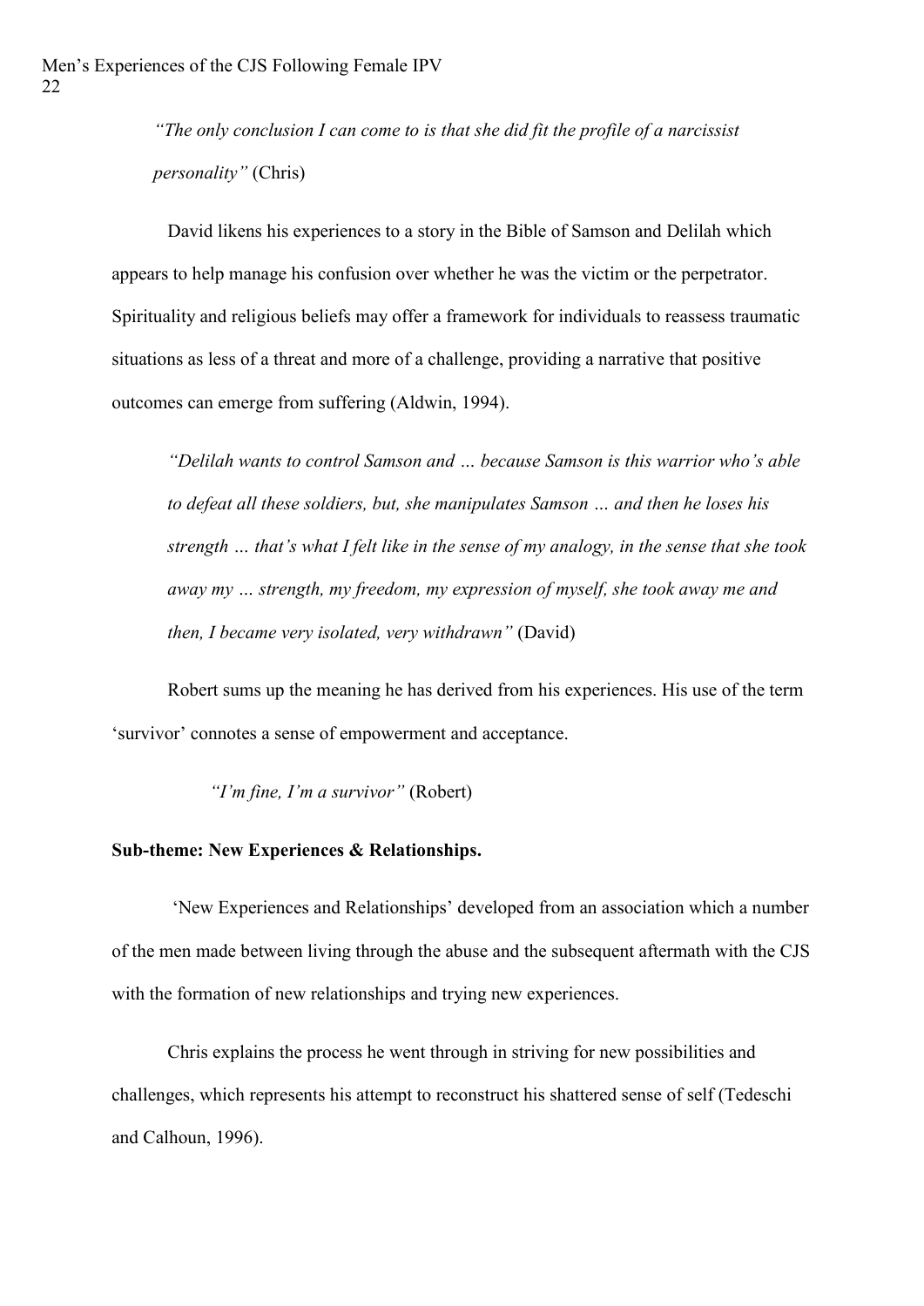*"The only conclusion I can come to is that she did fit the profile of a narcissist personality"* (Chris)

David likens his experiences to a story in the Bible of Samson and Delilah which appears to help manage his confusion over whether he was the victim or the perpetrator. Spirituality and religious beliefs may offer a framework for individuals to reassess traumatic situations as less of a threat and more of a challenge, providing a narrative that positive outcomes can emerge from suffering (Aldwin, 1994).

*"Delilah wants to control Samson and … because Samson is this warrior who's able to defeat all these soldiers, but, she manipulates Samson … and then he loses his strength … that's what I felt like in the sense of my analogy, in the sense that she took away my … strength, my freedom, my expression of myself, she took away me and then, I became very isolated, very withdrawn"* (David)

Robert sums up the meaning he has derived from his experiences. His use of the term 'survivor' connotes a sense of empowerment and acceptance.

*"I'm fine, I'm a survivor"* (Robert)

**Sub-theme: New Experiences & Relationships.**

'New Experiences and Relationships' developed from an association which a number of the men made between living through the abuse and the subsequent aftermath with the CJS with the formation of new relationships and trying new experiences.

Chris explains the process he went through in striving for new possibilities and challenges, which represents his attempt to reconstruct his shattered sense of self (Tedeschi and Calhoun, 1996).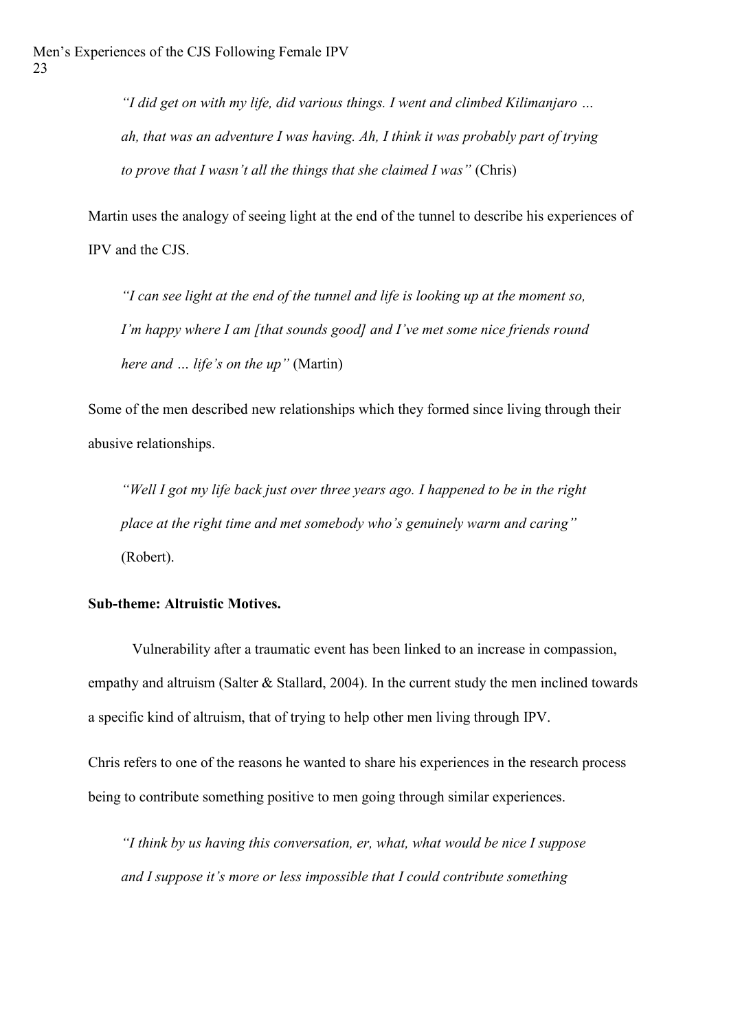> *"I did get on with my life, did various things. I went and climbed Kilimanjaro … ah, that was an adventure I was having. Ah, I think it was probably part of trying to prove that I wasn't all the things that she claimed I was"* (Chris)

Martin uses the analogy of seeing light at the end of the tunnel to describe his experiences of IPV and the CJS.

> *"I can see light at the end of the tunnel and life is looking up at the moment so, I'm happy where I am [that sounds good] and I've met some nice friends round here and … life's on the up"* (Martin)

Some of the men described new relationships which they formed since living through their abusive relationships.

> *"Well I got my life back just over three years ago. I happened to be in the right place at the right time and met somebody who's genuinely warm and caring"* (Robert).

**Sub-theme: Altruistic Motives.**

Vulnerability after a traumatic event has been linked to an increase in compassion, empathy and altruism (Salter & Stallard, 2004). In the current study the men inclined towards a specific kind of altruism, that of trying to help other men living through IPV.

Chris refers to one of the reasons he wanted to share his experiences in the research process being to contribute something positive to men going through similar experiences.

> *"I think by us having this conversation, er, what, what would be nice I suppose and I suppose it's more or less impossible that I could contribute something*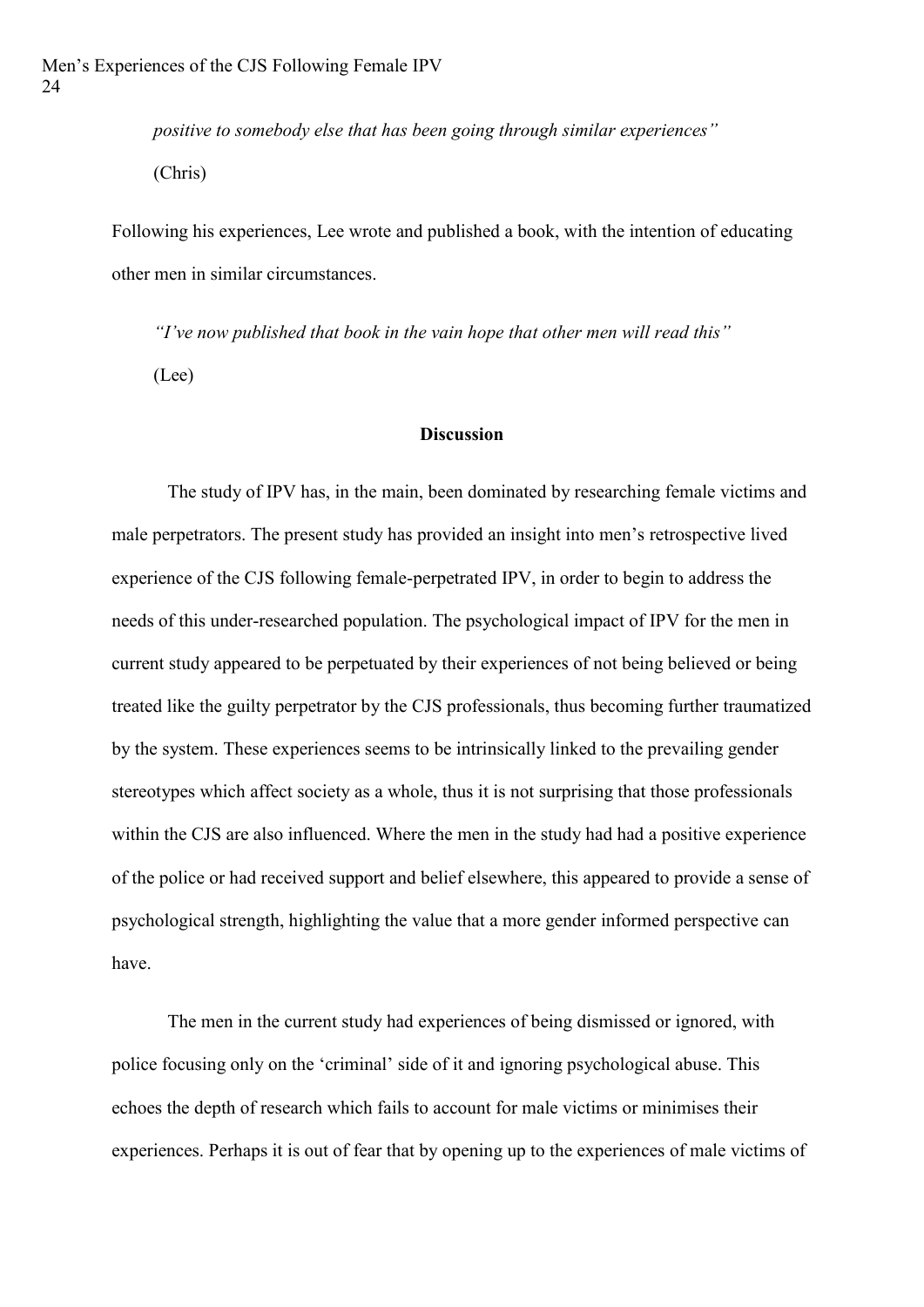*positive to somebody else that has been going through similar experiences"*

(Chris)

Following his experiences, Lee wrote and published a book, with the intention of educating other men in similar circumstances.

*"I've now published that book in the vain hope that other men will read this"*

(Lee)

## Discussion

The study of IPV has, in the main, been dominated by researching female victims and male perpetrators. The present study has provided an insight into men's retrospective lived experience of the CJS following female-perpetrated IPV, in order to begin to address the needs of this under-researched population. The psychological impact of IPV for the men in current study appeared to be perpetuated by their experiences of not being believed or being treated like the guilty perpetrator by the CJS professionals, thus becoming further traumatized by the system. These experiences seems to be intrinsically linked to the prevailing gender stereotypes which affect society as a whole, thus it is not surprising that those professionals within the CJS are also influenced. Where the men in the study had had a positive experience of the police or had received support and belief elsewhere, this appeared to provide a sense of psychological strength, highlighting the value that a more gender informed perspective can have.

The men in the current study had experiences of being dismissed or ignored, with police focusing only on the 'criminal' side of it and ignoring psychological abuse. This echoes the depth of research which fails to account for male victims or minimises their experiences. Perhaps it is out of fear that by opening up to the experiences of male victims of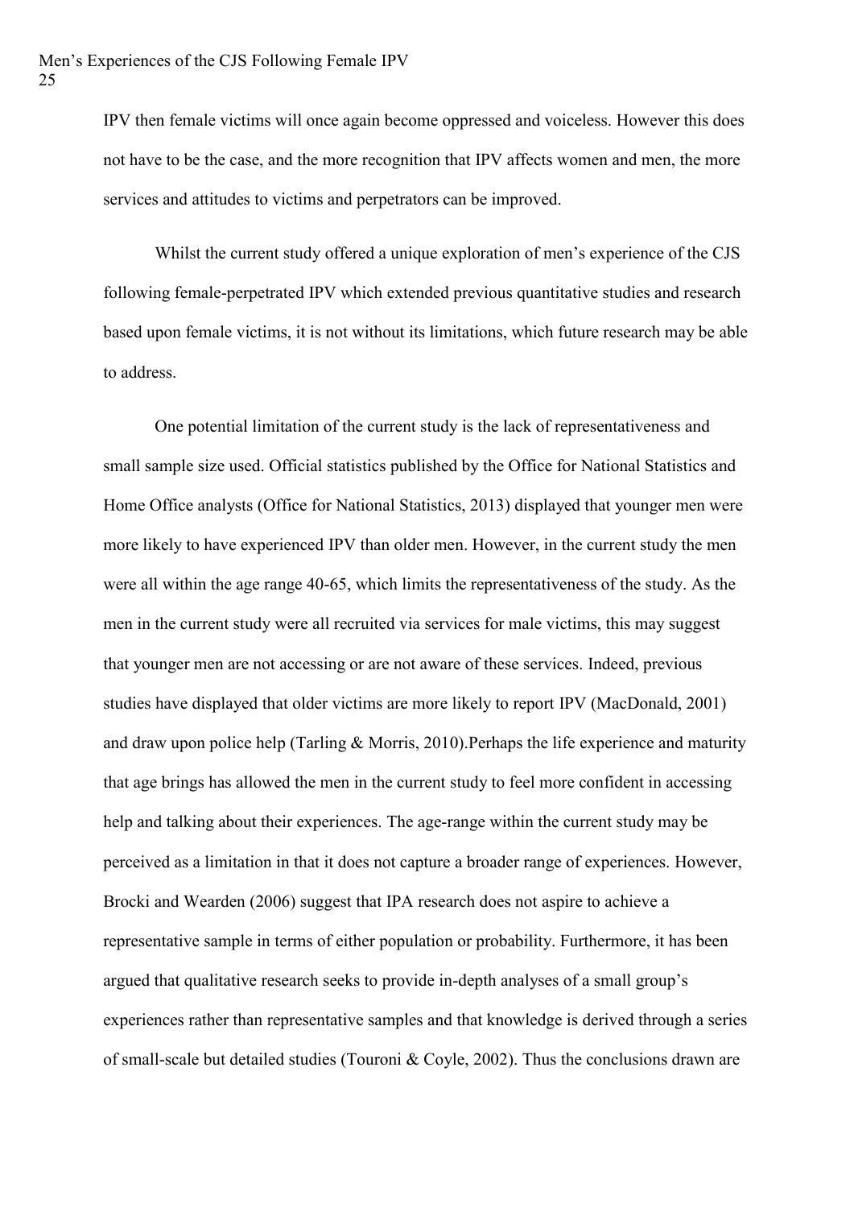IPV then female victims will once again become oppressed and voiceless. However this does not have to be the case, and the more recognition that IPV affects women and men, the more services and attitudes to victims and perpetrators can be improved.

Whilst the current study offered a unique exploration of men's experience of the CJS following female-perpetrated IPV which extended previous quantitative studies and research based upon female victims, it is not without its limitations, which future research may be able to address.

One potential limitation of the current study is the lack of representativeness and small sample size used. Official statistics published by the Office for National Statistics and Home Office analysts (Office for National Statistics, 2013) displayed that younger men were more likely to have experienced IPV than older men. However, in the current study the men were all within the age range 40-65, which limits the representativeness of the study. As the men in the current study were all recruited via services for male victims, this may suggest that younger men are not accessing or are not aware of these services. Indeed, previous studies have displayed that older victims are more likely to report IPV (MacDonald, 2001) and draw upon police help (Tarling & Morris, 2010).Perhaps the life experience and maturity that age brings has allowed the men in the current study to feel more confident in accessing help and talking about their experiences. The age-range within the current study may be perceived as a limitation in that it does not capture a broader range of experiences. However, Brocki and Wearden (2006) suggest that IPA research does not aspire to achieve a representative sample in terms of either population or probability. Furthermore, it has been argued that qualitative research seeks to provide in-depth analyses of a small group's experiences rather than representative samples and that knowledge is derived through a series of small-scale but detailed studies (Touroni & Coyle, 2002). Thus the conclusions drawn are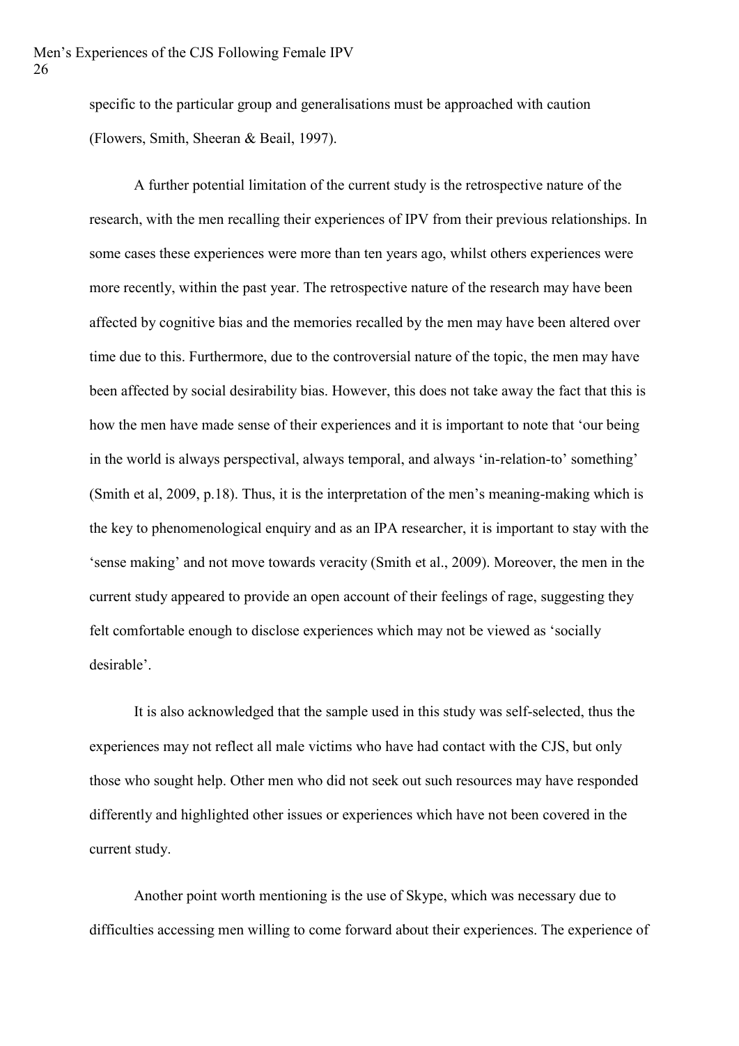specific to the particular group and generalisations must be approached with caution (Flowers, Smith, Sheeran & Beail, 1997).

A further potential limitation of the current study is the retrospective nature of the research, with the men recalling their experiences of IPV from their previous relationships. In some cases these experiences were more than ten years ago, whilst others experiences were more recently, within the past year. The retrospective nature of the research may have been affected by cognitive bias and the memories recalled by the men may have been altered over time due to this. Furthermore, due to the controversial nature of the topic, the men may have been affected by social desirability bias. However, this does not take away the fact that this is how the men have made sense of their experiences and it is important to note that 'our being in the world is always perspectival, always temporal, and always 'in-relation-to' something' (Smith et al, 2009, p.18). Thus, it is the interpretation of the men's meaning-making which is the key to phenomenological enquiry and as an IPA researcher, it is important to stay with the 'sense making' and not move towards veracity (Smith et al., 2009). Moreover, the men in the current study appeared to provide an open account of their feelings of rage, suggesting they felt comfortable enough to disclose experiences which may not be viewed as 'socially desirable'.

It is also acknowledged that the sample used in this study was self-selected, thus the experiences may not reflect all male victims who have had contact with the CJS, but only those who sought help. Other men who did not seek out such resources may have responded differently and highlighted other issues or experiences which have not been covered in the current study.

Another point worth mentioning is the use of Skype, which was necessary due to difficulties accessing men willing to come forward about their experiences. The experience of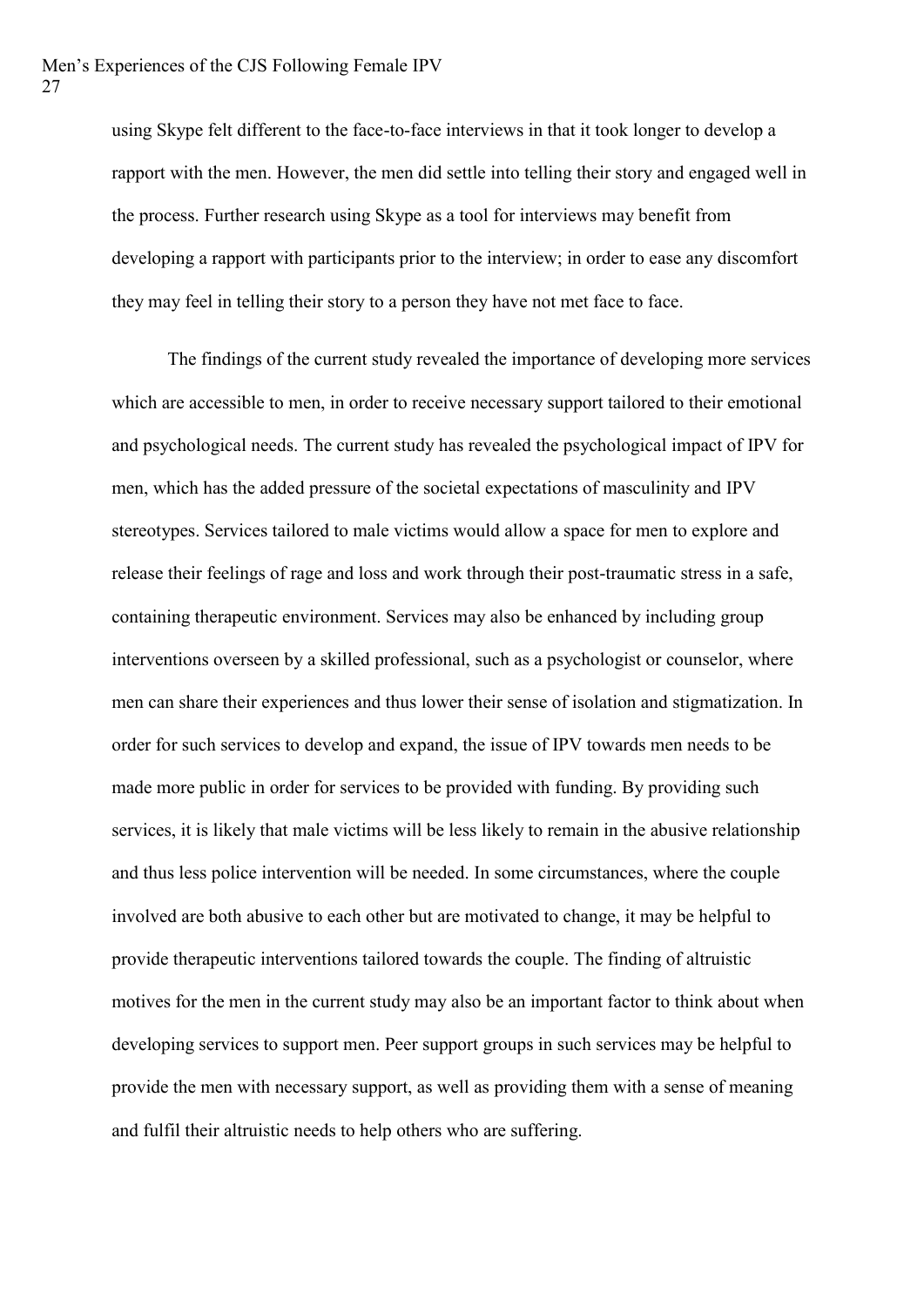using Skype felt different to the face-to-face interviews in that it took longer to develop a rapport with the men. However, the men did settle into telling their story and engaged well in the process. Further research using Skype as a tool for interviews may benefit from developing a rapport with participants prior to the interview; in order to ease any discomfort they may feel in telling their story to a person they have not met face to face.

The findings of the current study revealed the importance of developing more services which are accessible to men, in order to receive necessary support tailored to their emotional and psychological needs. The current study has revealed the psychological impact of IPV for men, which has the added pressure of the societal expectations of masculinity and IPV stereotypes. Services tailored to male victims would allow a space for men to explore and release their feelings of rage and loss and work through their post-traumatic stress in a safe, containing therapeutic environment. Services may also be enhanced by including group interventions overseen by a skilled professional, such as a psychologist or counselor, where men can share their experiences and thus lower their sense of isolation and stigmatization. In order for such services to develop and expand, the issue of IPV towards men needs to be made more public in order for services to be provided with funding. By providing such services, it is likely that male victims will be less likely to remain in the abusive relationship and thus less police intervention will be needed. In some circumstances, where the couple involved are both abusive to each other but are motivated to change, it may be helpful to provide therapeutic interventions tailored towards the couple. The finding of altruistic motives for the men in the current study may also be an important factor to think about when developing services to support men. Peer support groups in such services may be helpful to provide the men with necessary support, as well as providing them with a sense of meaning and fulfil their altruistic needs to help others who are suffering.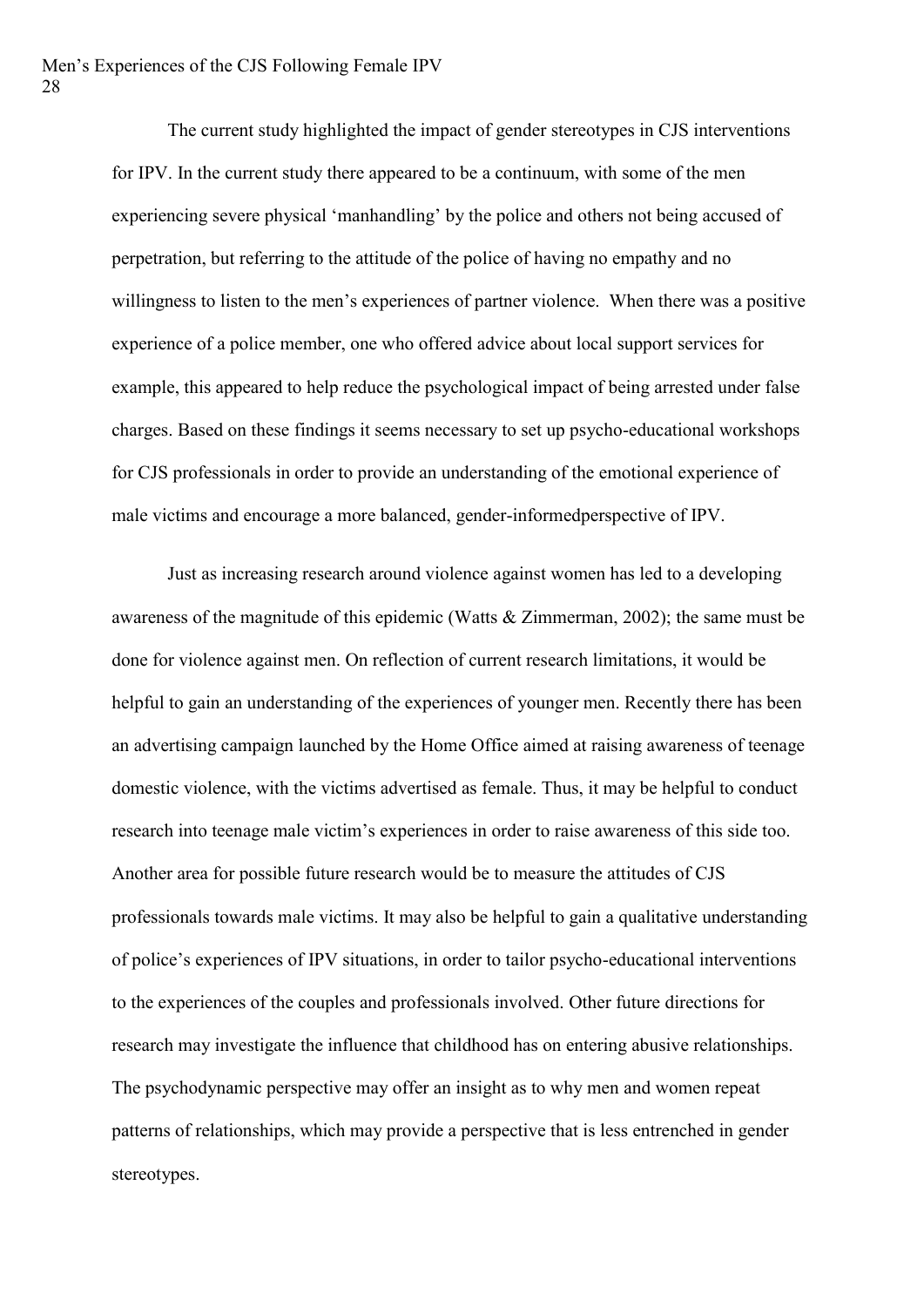The current study highlighted the impact of gender stereotypes in CJS interventions for IPV. In the current study there appeared to be a continuum, with some of the men experiencing severe physical 'manhandling' by the police and others not being accused of perpetration, but referring to the attitude of the police of having no empathy and no willingness to listen to the men's experiences of partner violence. When there was a positive experience of a police member, one who offered advice about local support services for example, this appeared to help reduce the psychological impact of being arrested under false charges. Based on these findings it seems necessary to set up psycho-educational workshops for CJS professionals in order to provide an understanding of the emotional experience of male victims and encourage a more balanced, gender-informedperspective of IPV.

Just as increasing research around violence against women has led to a developing awareness of the magnitude of this epidemic (Watts & Zimmerman, 2002); the same must be done for violence against men. On reflection of current research limitations, it would be helpful to gain an understanding of the experiences of younger men. Recently there has been an advertising campaign launched by the Home Office aimed at raising awareness of teenage domestic violence, with the victims advertised as female. Thus, it may be helpful to conduct research into teenage male victim's experiences in order to raise awareness of this side too. Another area for possible future research would be to measure the attitudes of CJS professionals towards male victims. It may also be helpful to gain a qualitative understanding of police's experiences of IPV situations, in order to tailor psycho-educational interventions to the experiences of the couples and professionals involved. Other future directions for research may investigate the influence that childhood has on entering abusive relationships. The psychodynamic perspective may offer an insight as to why men and women repeat patterns of relationships, which may provide a perspective that is less entrenched in gender stereotypes.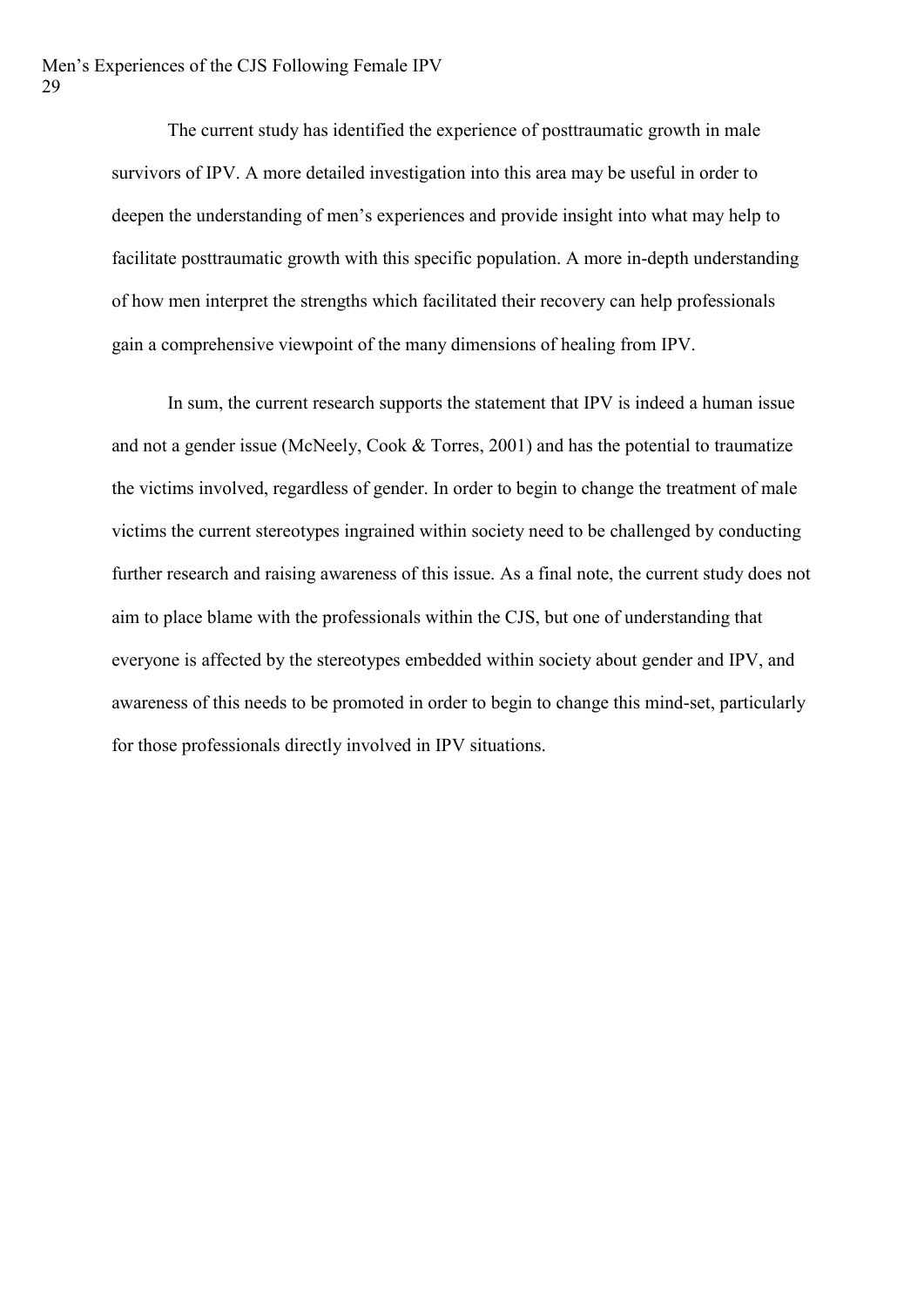The current study has identified the experience of posttraumatic growth in male survivors of IPV. A more detailed investigation into this area may be useful in order to deepen the understanding of men's experiences and provide insight into what may help to facilitate posttraumatic growth with this specific population. A more in-depth understanding of how men interpret the strengths which facilitated their recovery can help professionals gain a comprehensive viewpoint of the many dimensions of healing from IPV.

In sum, the current research supports the statement that IPV is indeed a human issue and not a gender issue (McNeely, Cook & Torres, 2001) and has the potential to traumatize the victims involved, regardless of gender. In order to begin to change the treatment of male victims the current stereotypes ingrained within society need to be challenged by conducting further research and raising awareness of this issue. As a final note, the current study does not aim to place blame with the professionals within the CJS, but one of understanding that everyone is affected by the stereotypes embedded within society about gender and IPV, and awareness of this needs to be promoted in order to begin to change this mind-set, particularly for those professionals directly involved in IPV situations.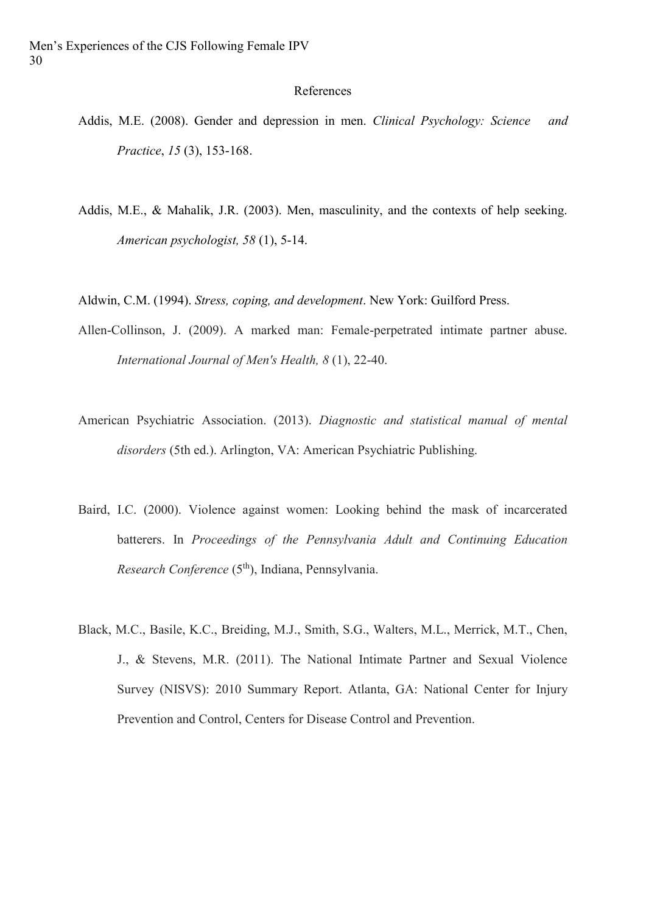# References

Addis, M.E. (2008). Gender and depression in men. *Clinical Psychology: Science and Practice*, *15* (3), 153-168.

Addis, M.E., & Mahalik, J.R. (2003). Men, masculinity, and the contexts of help seeking. *American psychologist, 58* (1), 5-14.

Aldwin, C.M. (1994). *Stress, coping, and development*. New York: Guilford Press.

Allen-Collinson, J. (2009). A marked man: Female-perpetrated intimate partner abuse. *International Journal of Men's Health, 8* (1), 22-40.

American Psychiatric Association. (2013). *Diagnostic and statistical manual of mental disorders* (5th ed.). Arlington, VA: American Psychiatric Publishing.

Baird, I.C. (2000). Violence against women: Looking behind the mask of incarcerated batterers. In *Proceedings of the Pennsylvania Adult and Continuing Education Research Conference* (5th), Indiana, Pennsylvania.

Black, M.C., Basile, K.C., Breiding, M.J., Smith, S.G., Walters, M.L., Merrick, M.T., Chen, J., & Stevens, M.R. (2011). The National Intimate Partner and Sexual Violence Survey (NISVS): 2010 Summary Report. Atlanta, GA: National Center for Injury Prevention and Control, Centers for Disease Control and Prevention.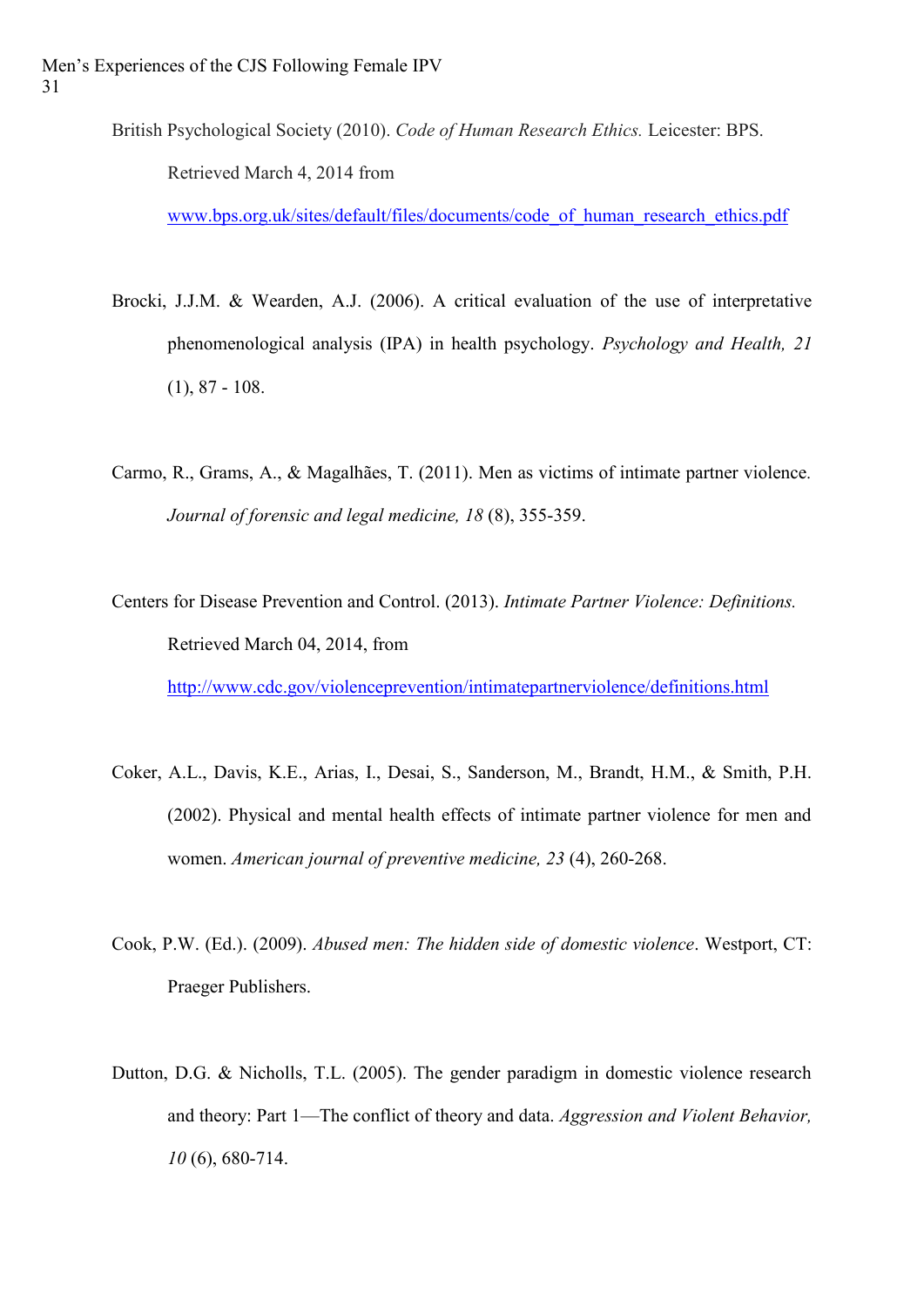British Psychological Society (2010). *Code of Human Research Ethics.* Leicester: BPS. Retrieved March 4, 2014 from www.bps.org.uk/sites/default/files/documents/code_of_human_research_ethics.pdf

Brocki, J.J.M. & Wearden, A.J. (2006). A critical evaluation of the use of interpretative phenomenological analysis (IPA) in health psychology. *Psychology and Health, 21* (1), 87 - 108.

Carmo, R., Grams, A., & Magalhães, T. (2011). Men as victims of intimate partner violence. *Journal of forensic and legal medicine, 18* (8), 355-359.

Centers for Disease Prevention and Control. (2013). *Intimate Partner Violence: Definitions.* Retrieved March 04, 2014, from http://www.cdc.gov/violenceprevention/intimatepartnerviolence/definitions.html

Coker, A.L., Davis, K.E., Arias, I., Desai, S., Sanderson, M., Brandt, H.M., & Smith, P.H. (2002). Physical and mental health effects of intimate partner violence for men and women. *American journal of preventive medicine, 23* (4), 260-268.

Cook, P.W. (Ed.). (2009). *Abused men: The hidden side of domestic violence*. Westport, CT: Praeger Publishers.

Dutton, D.G. & Nicholls, T.L. (2005). The gender paradigm in domestic violence research and theory: Part 1—The conflict of theory and data. *Aggression and Violent Behavior, 10* (6), 680-714.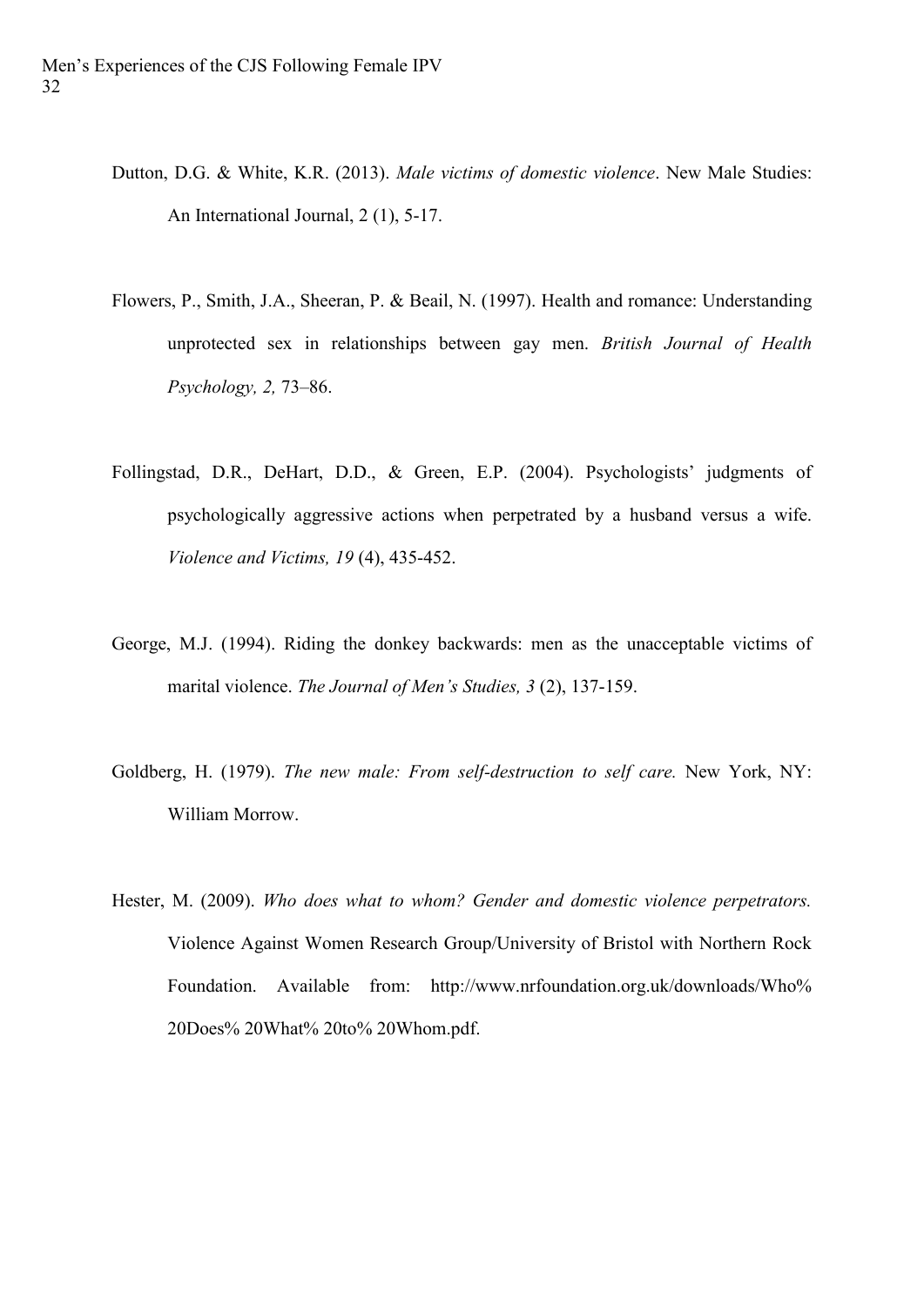Dutton, D.G. & White, K.R. (2013). *Male victims of domestic violence*. New Male Studies: An International Journal, 2 (1), 5-17.

Flowers, P., Smith, J.A., Sheeran, P. & Beail, N. (1997). Health and romance: Understanding unprotected sex in relationships between gay men. *British Journal of Health Psychology, 2,* 73–86.

Follingstad, D.R., DeHart, D.D., & Green, E.P. (2004). Psychologists' judgments of psychologically aggressive actions when perpetrated by a husband versus a wife. *Violence and Victims, 19* (4), 435-452.

George, M.J. (1994). Riding the donkey backwards: men as the unacceptable victims of marital violence. *The Journal of Men's Studies, 3* (2), 137-159.

Goldberg, H. (1979). *The new male: From self-destruction to self care.* New York, NY: William Morrow.

Hester, M. (2009). *Who does what to whom? Gender and domestic violence perpetrators.* Violence Against Women Research Group/University of Bristol with Northern Rock Foundation. Available from: http://www.nrfoundation.org.uk/downloads/Who% 20Does% 20What% 20to% 20Whom.pdf.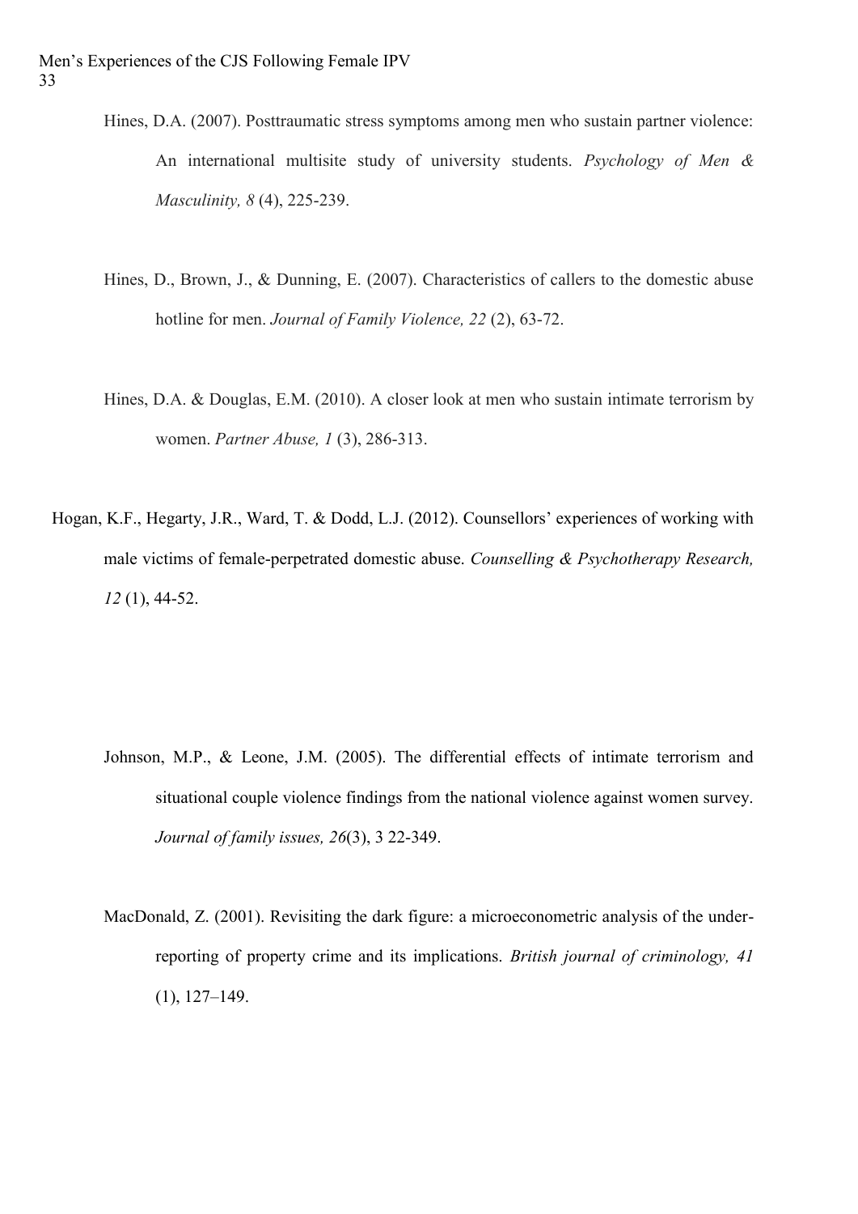Hines, D.A. (2007). Posttraumatic stress symptoms among men who sustain partner violence: An international multisite study of university students. *Psychology of Men & Masculinity, 8* (4), 225-239.

Hines, D., Brown, J., & Dunning, E. (2007). Characteristics of callers to the domestic abuse hotline for men. *Journal of Family Violence, 22* (2), 63-72.

Hines, D.A. & Douglas, E.M. (2010). A closer look at men who sustain intimate terrorism by women. *Partner Abuse, 1* (3), 286-313.

Hogan, K.F., Hegarty, J.R., Ward, T. & Dodd, L.J. (2012). Counsellors' experiences of working with male victims of female-perpetrated domestic abuse. *Counselling & Psychotherapy Research, 12* (1), 44-52.

Johnson, M.P., & Leone, J.M. (2005). The differential effects of intimate terrorism and situational couple violence findings from the national violence against women survey. *Journal of family issues, 26*(3), 3 22-349.

MacDonald, Z. (2001). Revisiting the dark figure: a microeconometric analysis of the under-reporting of property crime and its implications. *British journal of criminology, 41* (1), 127–149.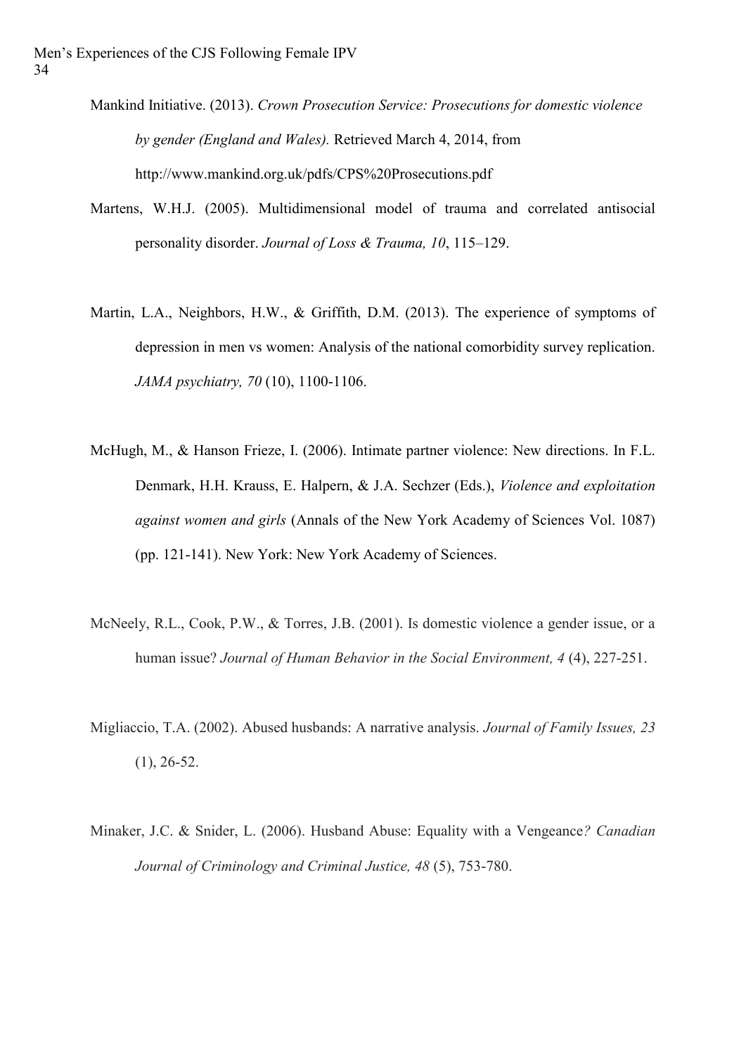Mankind Initiative. (2013). *Crown Prosecution Service: Prosecutions for domestic violence by gender (England and Wales).* Retrieved March 4, 2014, from http://www.mankind.org.uk/pdfs/CPS%20Prosecutions.pdf

Martens, W.H.J. (2005). Multidimensional model of trauma and correlated antisocial personality disorder. *Journal of Loss & Trauma, 10*, 115–129.

Martin, L.A., Neighbors, H.W., & Griffith, D.M. (2013). The experience of symptoms of depression in men vs women: Analysis of the national comorbidity survey replication. *JAMA psychiatry, 70* (10), 1100-1106.

McHugh, M., & Hanson Frieze, I. (2006). Intimate partner violence: New directions. In F.L. Denmark, H.H. Krauss, E. Halpern, & J.A. Sechzer (Eds.), *Violence and exploitation against women and girls* (Annals of the New York Academy of Sciences Vol. 1087) (pp. 121-141). New York: New York Academy of Sciences.

McNeely, R.L., Cook, P.W., & Torres, J.B. (2001). Is domestic violence a gender issue, or a human issue? *Journal of Human Behavior in the Social Environment, 4* (4), 227-251.

Migliaccio, T.A. (2002). Abused husbands: A narrative analysis. *Journal of Family Issues, 23* (1), 26-52.

Minaker, J.C. & Snider, L. (2006). Husband Abuse: Equality with a Vengeance*? Canadian Journal of Criminology and Criminal Justice, 48* (5), 753-780.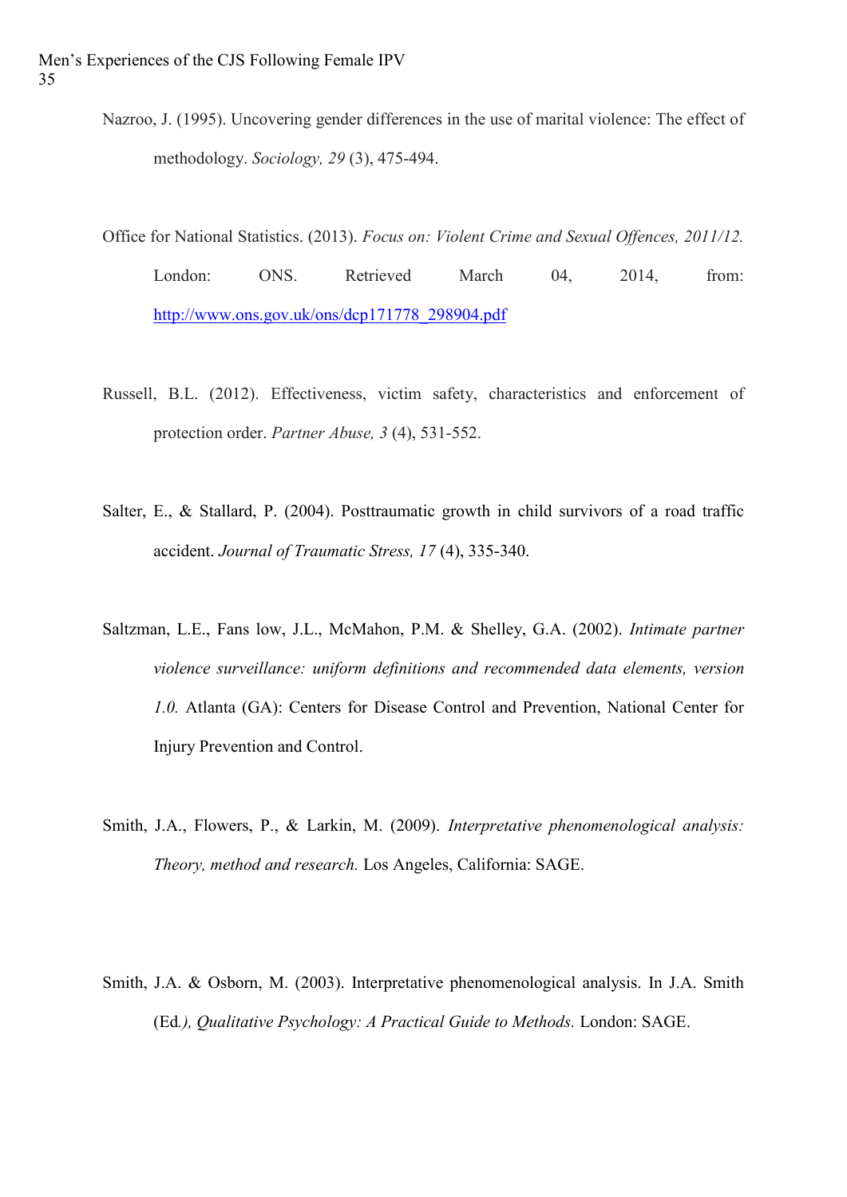Nazroo, J. (1995). Uncovering gender differences in the use of marital violence: The effect of methodology. *Sociology, 29* (3), 475-494.

Office for National Statistics. (2013). *Focus on: Violent Crime and Sexual Offences, 2011/12.* London: ONS. Retrieved March 04, 2014, from: [http://www.ons.gov.uk/ons/dcp171778_298904.pdf](http://www.ons.gov.uk/ons/dcp171778_298904.pdf)

Russell, B.L. (2012). Effectiveness, victim safety, characteristics and enforcement of protection order. *Partner Abuse, 3* (4), 531-552.

Salter, E., & Stallard, P. (2004). Posttraumatic growth in child survivors of a road traffic accident. *Journal of Traumatic Stress, 17* (4), 335-340.

Saltzman, L.E., Fans low, J.L., McMahon, P.M. & Shelley, G.A. (2002). *Intimate partner violence surveillance: uniform definitions and recommended data elements, version 1.0.* Atlanta (GA): Centers for Disease Control and Prevention, National Center for Injury Prevention and Control.

Smith, J.A., Flowers, P., & Larkin, M. (2009). *Interpretative phenomenological analysis: Theory, method and research.* Los Angeles, California: SAGE.

Smith, J.A. & Osborn, M. (2003). Interpretative phenomenological analysis. In J.A. Smith (Ed*.), Qualitative Psychology: A Practical Guide to Methods.* London: SAGE.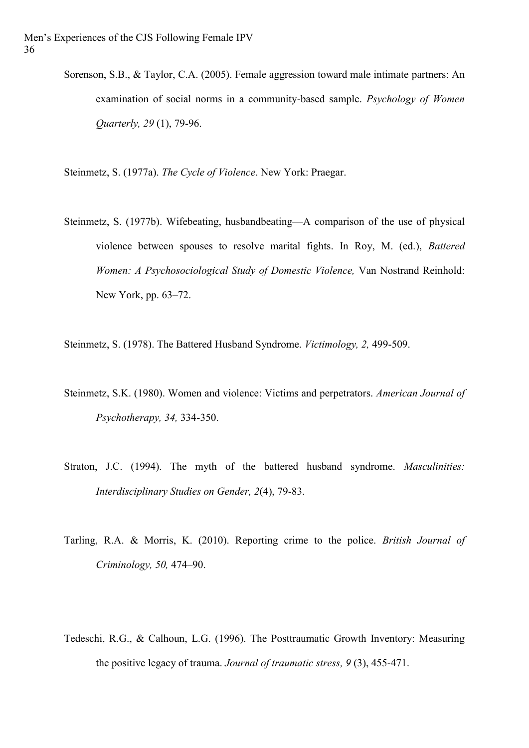Sorenson, S.B., & Taylor, C.A. (2005). Female aggression toward male intimate partners: An examination of social norms in a community-based sample. *Psychology of Women Quarterly, 29* (1), 79-96.

Steinmetz, S. (1977a). *The Cycle of Violence*. New York: Praegar.

Steinmetz, S. (1977b). Wifebeating, husbandbeating—A comparison of the use of physical violence between spouses to resolve marital fights. In Roy, M. (ed.), *Battered Women: A Psychosociological Study of Domestic Violence,* Van Nostrand Reinhold: New York, pp. 63–72.

Steinmetz, S. (1978). The Battered Husband Syndrome. *Victimology, 2,* 499-509.

Steinmetz, S.K. (1980). Women and violence: Victims and perpetrators. *American Journal of Psychotherapy, 34,* 334-350.

Straton, J.C. (1994). The myth of the battered husband syndrome. *Masculinities: Interdisciplinary Studies on Gender, 2*(4), 79-83.

Tarling, R.A. & Morris, K. (2010). Reporting crime to the police. *British Journal of Criminology, 50,* 474–90.

Tedeschi, R.G., & Calhoun, L.G. (1996). The Posttraumatic Growth Inventory: Measuring the positive legacy of trauma. *Journal of traumatic stress, 9* (3), 455-471.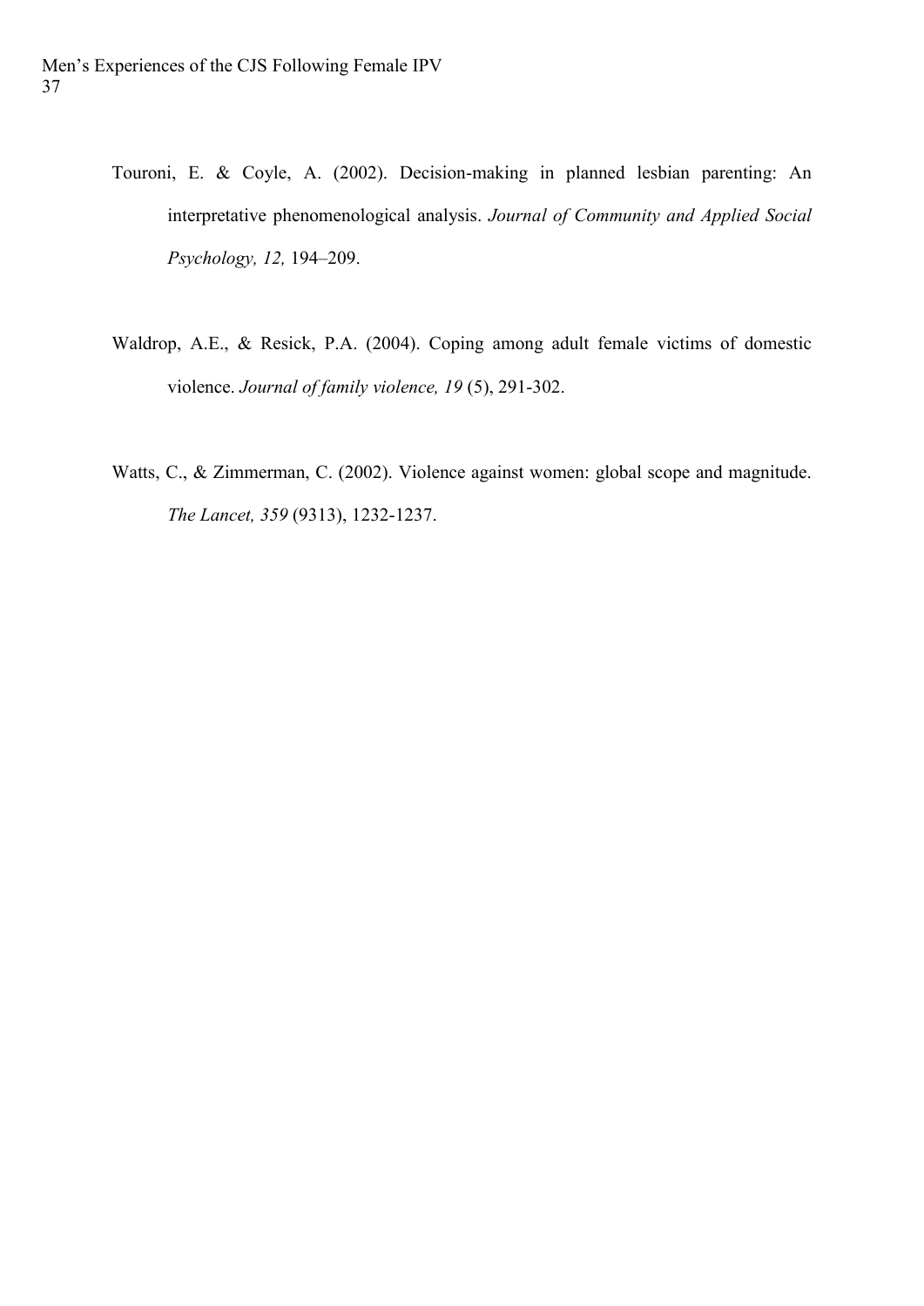Touroni, E. & Coyle, A. (2002). Decision-making in planned lesbian parenting: An interpretative phenomenological analysis. *Journal of Community and Applied Social Psychology, 12,* 194–209.

Waldrop, A.E., & Resick, P.A. (2004). Coping among adult female victims of domestic violence. *Journal of family violence, 19* (5), 291-302.

Watts, C., & Zimmerman, C. (2002). Violence against women: global scope and magnitude. *The Lancet, 359* (9313), 1232-1237.